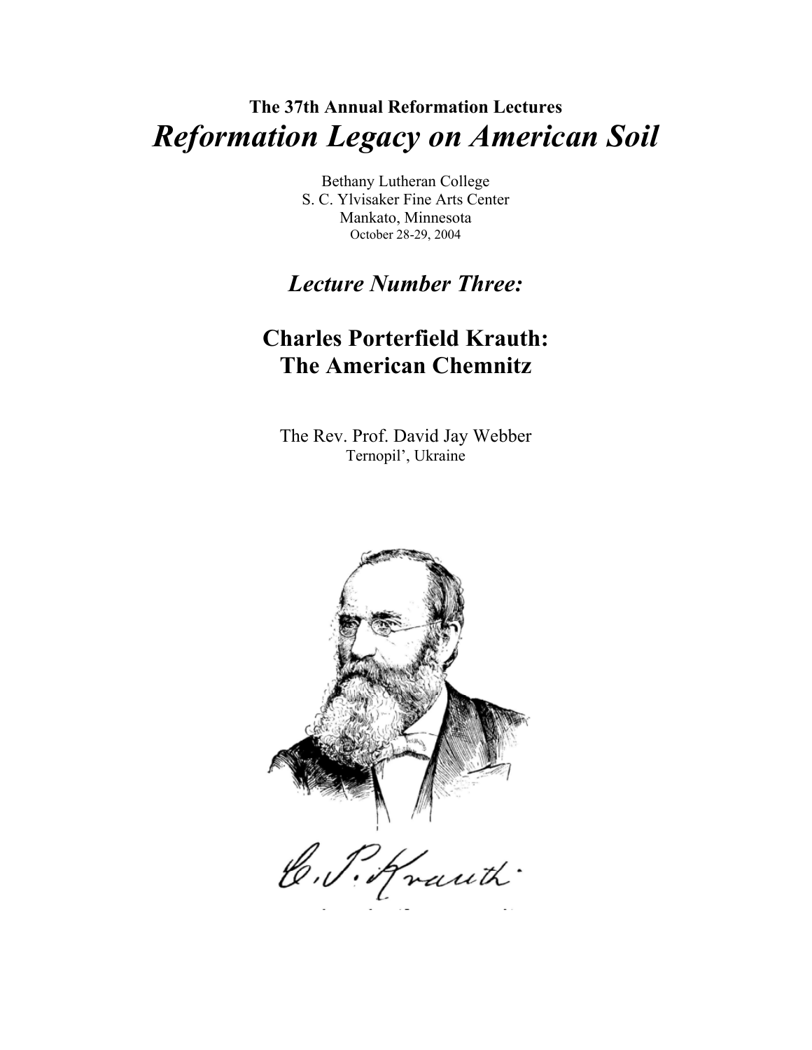**The 37th Annual Reformation Lectures**

# *Reformation Legacy on American Soil*

Bethany Lutheran College
S. C. Ylvisaker Fine Arts Center
Mankato, Minnesota
October 28-29, 2004

## *Lecture Number Three:*

## Charles Porterfield Krauth: The American Chemnitz

The Rev. Prof. David Jay Webber
Ternopil', Ukraine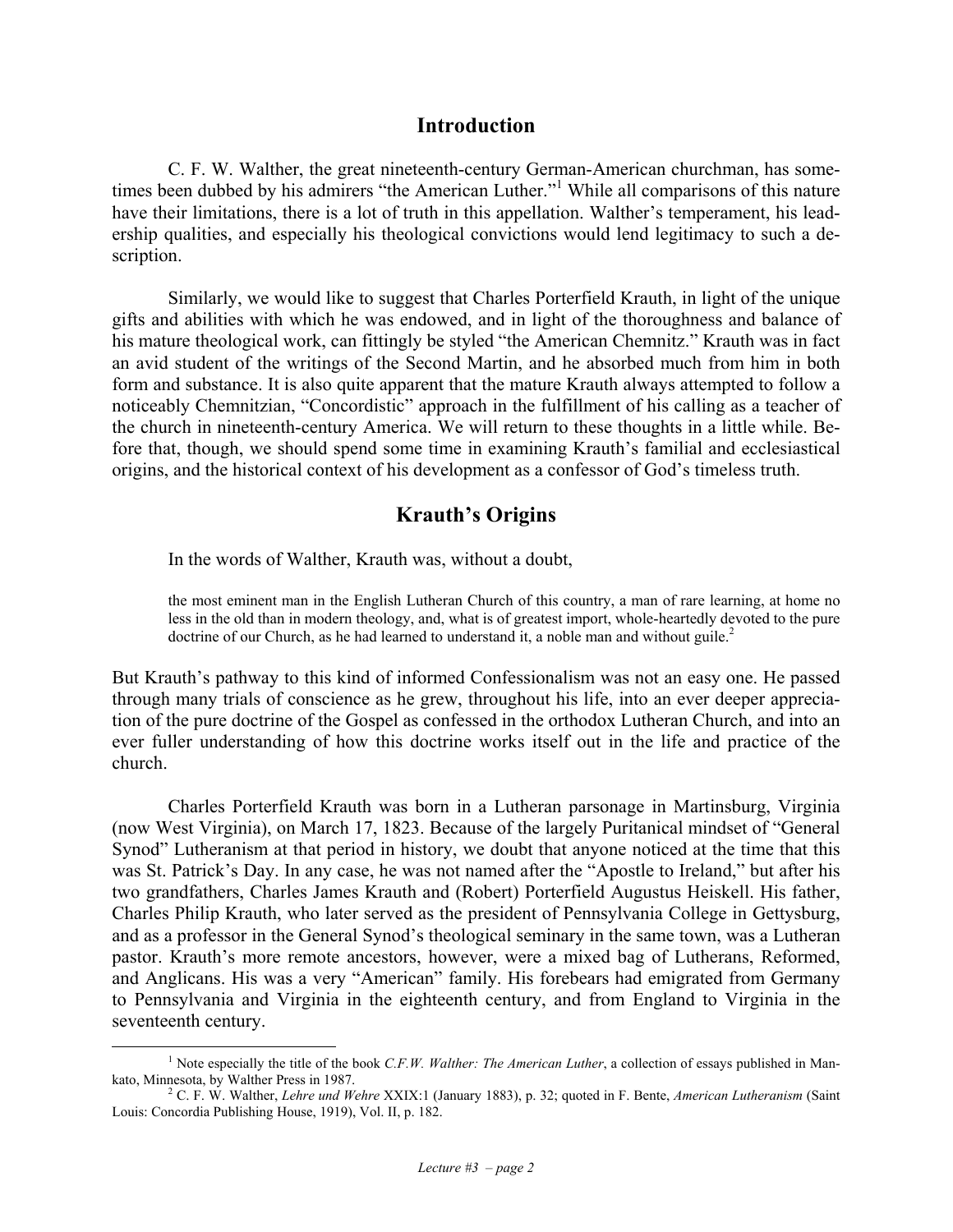## Introduction

C. F. W. Walther, the great nineteenth-century German-American churchman, has sometimes been dubbed by his admirers "the American Luther."[1] While all comparisons of this nature have their limitations, there is a lot of truth in this appellation. Walther's temperament, his leadership qualities, and especially his theological convictions would lend legitimacy to such a description.

Similarly, we would like to suggest that Charles Porterfield Krauth, in light of the unique gifts and abilities with which he was endowed, and in light of the thoroughness and balance of his mature theological work, can fittingly be styled "the American Chemnitz." Krauth was in fact an avid student of the writings of the Second Martin, and he absorbed much from him in both form and substance. It is also quite apparent that the mature Krauth always attempted to follow a noticeably Chemnitzian, "Concordistic" approach in the fulfillment of his calling as a teacher of the church in nineteenth-century America. We will return to these thoughts in a little while. Before that, though, we should spend some time in examining Krauth's familial and ecclesiastical origins, and the historical context of his development as a confessor of God's timeless truth.

## Krauth's Origins

In the words of Walther, Krauth was, without a doubt,

> the most eminent man in the English Lutheran Church of this country, a man of rare learning, at home no less in the old than in modern theology, and, what is of greatest import, whole-heartedly devoted to the pure doctrine of our Church, as he had learned to understand it, a noble man and without guile.[2]

But Krauth's pathway to this kind of informed Confessionalism was not an easy one. He passed through many trials of conscience as he grew, throughout his life, into an ever deeper appreciation of the pure doctrine of the Gospel as confessed in the orthodox Lutheran Church, and into an ever fuller understanding of how this doctrine works itself out in the life and practice of the church.

Charles Porterfield Krauth was born in a Lutheran parsonage in Martinsburg, Virginia (now West Virginia), on March 17, 1823. Because of the largely Puritanical mindset of "General Synod" Lutheranism at that period in history, we doubt that anyone noticed at the time that this was St. Patrick's Day. In any case, he was not named after the "Apostle to Ireland," but after his two grandfathers, Charles James Krauth and (Robert) Porterfield Augustus Heiskell. His father, Charles Philip Krauth, who later served as the president of Pennsylvania College in Gettysburg, and as a professor in the General Synod's theological seminary in the same town, was a Lutheran pastor. Krauth's more remote ancestors, however, were a mixed bag of Lutherans, Reformed, and Anglicans. His was a very "American" family. His forebears had emigrated from Germany to Pennsylvania and Virginia in the eighteenth century, and from England to Virginia in the seventeenth century.

---

[1] Note especially the title of the book *C.F.W. Walther: The American Luther*, a collection of essays published in Mankato, Minnesota, by Walther Press in 1987.

[2] C. F. W. Walther, *Lehre und Wehre* XXIX:1 (January 1883), p. 32; quoted in F. Bente, *American Lutheranism* (Saint Louis: Concordia Publishing House, 1919), Vol. II, p. 182.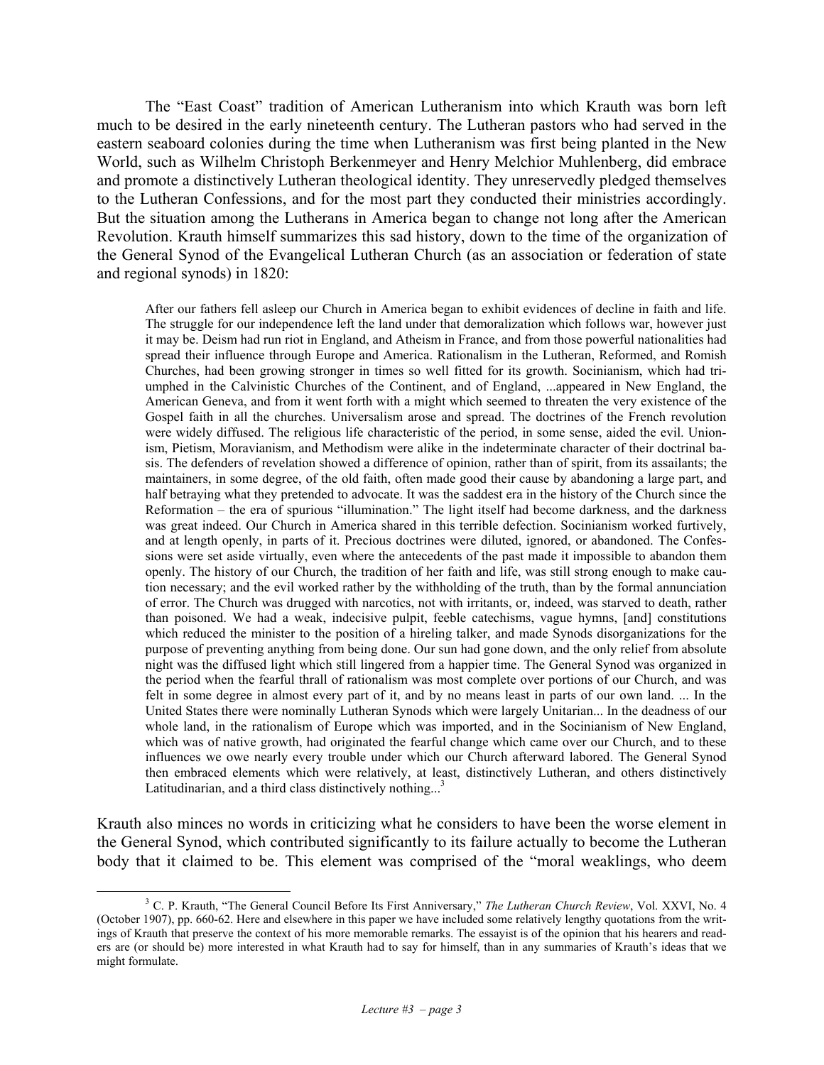The "East Coast" tradition of American Lutheranism into which Krauth was born left much to be desired in the early nineteenth century. The Lutheran pastors who had served in the eastern seaboard colonies during the time when Lutheranism was first being planted in the New World, such as Wilhelm Christoph Berkenmeyer and Henry Melchior Muhlenberg, did embrace and promote a distinctively Lutheran theological identity. They unreservedly pledged themselves to the Lutheran Confessions, and for the most part they conducted their ministries accordingly. But the situation among the Lutherans in America began to change not long after the American Revolution. Krauth himself summarizes this sad history, down to the time of the organization of the General Synod of the Evangelical Lutheran Church (as an association or federation of state and regional synods) in 1820:

> After our fathers fell asleep our Church in America began to exhibit evidences of decline in faith and life. The struggle for our independence left the land under that demoralization which follows war, however just it may be. Deism had run riot in England, and Atheism in France, and from those powerful nationalities had spread their influence through Europe and America. Rationalism in the Lutheran, Reformed, and Romish Churches, had been growing stronger in times so well fitted for its growth. Socinianism, which had triumphed in the Calvinistic Churches of the Continent, and of England, ...appeared in New England, the American Geneva, and from it went forth with a might which seemed to threaten the very existence of the Gospel faith in all the churches. Universalism arose and spread. The doctrines of the French revolution were widely diffused. The religious life characteristic of the period, in some sense, aided the evil. Unionism, Pietism, Moravianism, and Methodism were alike in the indeterminate character of their doctrinal basis. The defenders of revelation showed a difference of opinion, rather than of spirit, from its assailants; the maintainers, in some degree, of the old faith, often made good their cause by abandoning a large part, and half betraying what they pretended to advocate. It was the saddest era in the history of the Church since the Reformation – the era of spurious "illumination." The light itself had become darkness, and the darkness was great indeed. Our Church in America shared in this terrible defection. Socinianism worked furtively, and at length openly, in parts of it. Precious doctrines were diluted, ignored, or abandoned. The Confessions were set aside virtually, even where the antecedents of the past made it impossible to abandon them openly. The history of our Church, the tradition of her faith and life, was still strong enough to make caution necessary; and the evil worked rather by the withholding of the truth, than by the formal annunciation of error. The Church was drugged with narcotics, not with irritants, or, indeed, was starved to death, rather than poisoned. We had a weak, indecisive pulpit, feeble catechisms, vague hymns, [and] constitutions which reduced the minister to the position of a hireling talker, and made Synods disorganizations for the purpose of preventing anything from being done. Our sun had gone down, and the only relief from absolute night was the diffused light which still lingered from a happier time. The General Synod was organized in the period when the fearful thrall of rationalism was most complete over portions of our Church, and was felt in some degree in almost every part of it, and by no means least in parts of our own land. ... In the United States there were nominally Lutheran Synods which were largely Unitarian... In the deadness of our whole land, in the rationalism of Europe which was imported, and in the Socinianism of New England, which was of native growth, had originated the fearful change which came over our Church, and to these influences we owe nearly every trouble under which our Church afterward labored. The General Synod then embraced elements which were relatively, at least, distinctively Lutheran, and others distinctively Latitudinarian, and a third class distinctively nothing...[3]

Krauth also minces no words in criticizing what he considers to have been the worse element in the General Synod, which contributed significantly to its failure actually to become the Lutheran body that it claimed to be. This element was comprised of the "moral weaklings, who deem

[3] C. P. Krauth, "The General Council Before Its First Anniversary," *The Lutheran Church Review*, Vol. XXVI, No. 4 (October 1907), pp. 660-62. Here and elsewhere in this paper we have included some relatively lengthy quotations from the writings of Krauth that preserve the context of his more memorable remarks. The essayist is of the opinion that his hearers and readers are (or should be) more interested in what Krauth had to say for himself, than in any summaries of Krauth's ideas that we might formulate.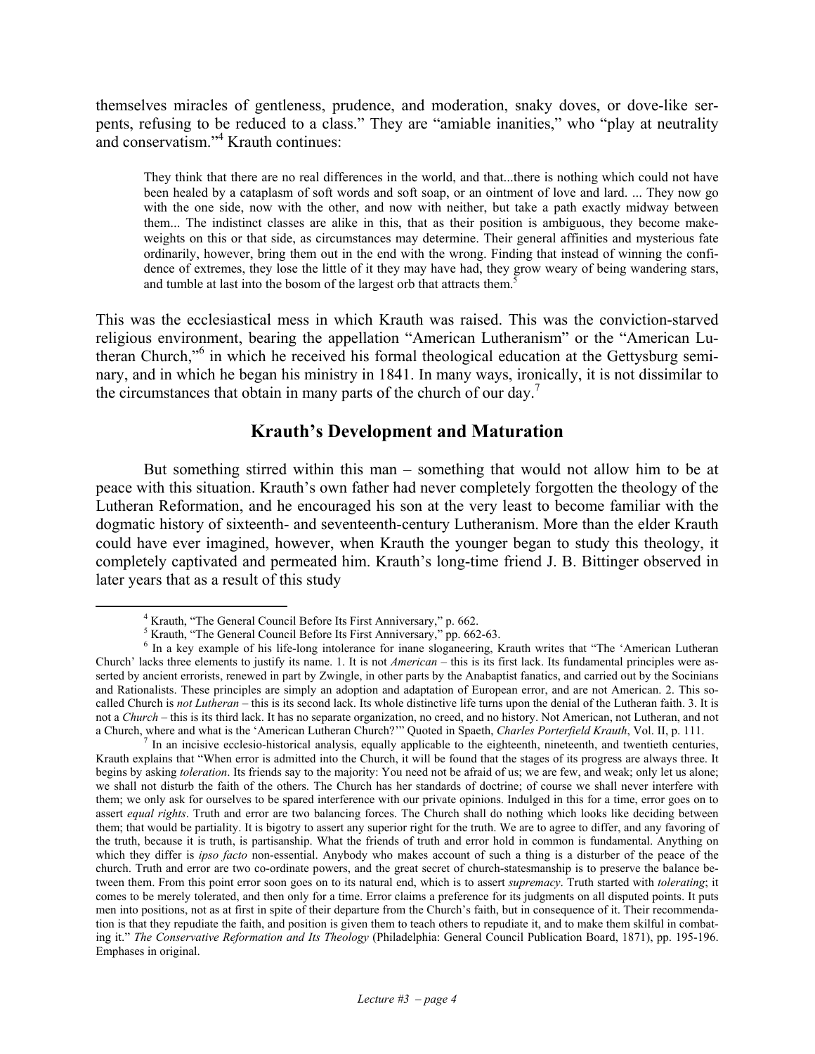themselves miracles of gentleness, prudence, and moderation, snaky doves, or dove-like serpents, refusing to be reduced to a class." They are "amiable inanities," who "play at neutrality and conservatism."[4] Krauth continues:

> They think that there are no real differences in the world, and that...there is nothing which could not have been healed by a cataplasm of soft words and soft soap, or an ointment of love and lard. ... They now go with the one side, now with the other, and now with neither, but take a path exactly midway between them... The indistinct classes are alike in this, that as their position is ambiguous, they become make-weights on this or that side, as circumstances may determine. Their general affinities and mysterious fate ordinarily, however, bring them out in the end with the wrong. Finding that instead of winning the confidence of extremes, they lose the little of it they may have had, they grow weary of being wandering stars, and tumble at last into the bosom of the largest orb that attracts them.[5]

This was the ecclesiastical mess in which Krauth was raised. This was the conviction-starved religious environment, bearing the appellation "American Lutheranism" or the "American Lutheran Church,"[6] in which he received his formal theological education at the Gettysburg seminary, and in which he began his ministry in 1841. In many ways, ironically, it is not dissimilar to the circumstances that obtain in many parts of the church of our day.[7]

## Krauth's Development and Maturation

But something stirred within this man – something that would not allow him to be at peace with this situation. Krauth's own father had never completely forgotten the theology of the Lutheran Reformation, and he encouraged his son at the very least to become familiar with the dogmatic history of sixteenth- and seventeenth-century Lutheranism. More than the elder Krauth could have ever imagined, however, when Krauth the younger began to study this theology, it completely captivated and permeated him. Krauth's long-time friend J. B. Bittinger observed in later years that as a result of this study

---

[4] Krauth, "The General Council Before Its First Anniversary," p. 662.

[5] Krauth, "The General Council Before Its First Anniversary," pp. 662-63.

[6] In a key example of his life-long intolerance for inane sloganeering, Krauth writes that "The 'American Lutheran Church' lacks three elements to justify its name. 1. It is not *American* – this is its first lack. Its fundamental principles were asserted by ancient errorists, renewed in part by Zwingle, in other parts by the Anabaptist fanatics, and carried out by the Socinians and Rationalists. These principles are simply an adoption and adaptation of European error, and are not American. 2. This so-called Church is *not Lutheran* – this is its second lack. Its whole distinctive life turns upon the denial of the Lutheran faith. 3. It is not a *Church* – this is its third lack. It has no separate organization, no creed, and no history. Not American, not Lutheran, and not a Church, where and what is the 'American Lutheran Church?'" Quoted in Spaeth, *Charles Porterfield Krauth*, Vol. II, p. 111.

[7] In an incisive ecclesio-historical analysis, equally applicable to the eighteenth, nineteenth, and twentieth centuries, Krauth explains that "When error is admitted into the Church, it will be found that the stages of its progress are always three. It begins by asking *toleration*. Its friends say to the majority: You need not be afraid of us; we are few, and weak; only let us alone; we shall not disturb the faith of the others. The Church has her standards of doctrine; of course we shall never interfere with them; we only ask for ourselves to be spared interference with our private opinions. Indulged in this for a time, error goes on to assert *equal rights*. Truth and error are two balancing forces. The Church shall do nothing which looks like deciding between them; that would be partiality. It is bigotry to assert any superior right for the truth. We are to agree to differ, and any favoring of the truth, because it is truth, is partisanship. What the friends of truth and error hold in common is fundamental. Anything on which they differ is *ipso facto* non-essential. Anybody who makes account of such a thing is a disturber of the peace of the church. Truth and error are two co-ordinate powers, and the great secret of church-statesmanship is to preserve the balance between them. From this point error soon goes on to its natural end, which is to assert *supremacy*. Truth started with *tolerating*; it comes to be merely tolerated, and then only for a time. Error claims a preference for its judgments on all disputed points. It puts men into positions, not as at first in spite of their departure from the Church's faith, but in consequence of it. Their recommendation is that they repudiate the faith, and position is given them to teach others to repudiate it, and to make them skilful in combating it." *The Conservative Reformation and Its Theology* (Philadelphia: General Council Publication Board, 1871), pp. 195-196. Emphases in original.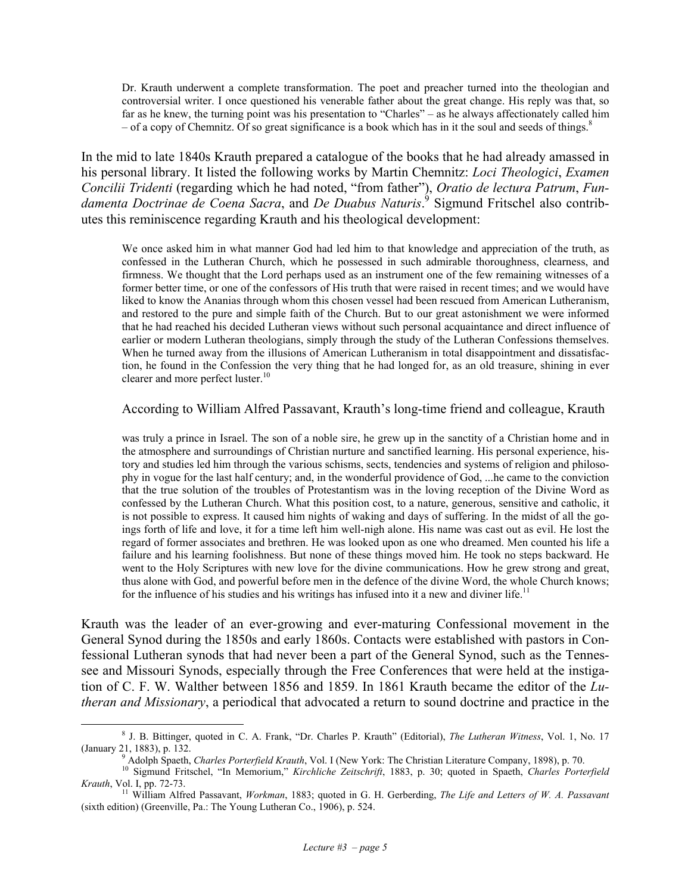> Dr. Krauth underwent a complete transformation. The poet and preacher turned into the theologian and controversial writer. I once questioned his venerable father about the great change. His reply was that, so far as he knew, the turning point was his presentation to "Charles" – as he always affectionately called him – of a copy of Chemnitz. Of so great significance is a book which has in it the soul and seeds of things.[8]

In the mid to late 1840s Krauth prepared a catalogue of the books that he had already amassed in his personal library. It listed the following works by Martin Chemnitz: *Loci Theologici*, *Examen Concilii Tridenti* (regarding which he had noted, "from father"), *Oratio de lectura Patrum*, *Fundamenta Doctrinae de Coena Sacra*, and *De Duabus Naturis*.[9] Sigmund Fritschel also contributes this reminiscence regarding Krauth and his theological development:

> We once asked him in what manner God had led him to that knowledge and appreciation of the truth, as confessed in the Lutheran Church, which he possessed in such admirable thoroughness, clearness, and firmness. We thought that the Lord perhaps used as an instrument one of the few remaining witnesses of a former better time, or one of the confessors of His truth that were raised in recent times; and we would have liked to know the Ananias through whom this chosen vessel had been rescued from American Lutheranism, and restored to the pure and simple faith of the Church. But to our great astonishment we were informed that he had reached his decided Lutheran views without such personal acquaintance and direct influence of earlier or modern Lutheran theologians, simply through the study of the Lutheran Confessions themselves. When he turned away from the illusions of American Lutheranism in total disappointment and dissatisfaction, he found in the Confession the very thing that he had longed for, as an old treasure, shining in ever clearer and more perfect luster.[10]

According to William Alfred Passavant, Krauth's long-time friend and colleague, Krauth

> was truly a prince in Israel. The son of a noble sire, he grew up in the sanctity of a Christian home and in the atmosphere and surroundings of Christian nurture and sanctified learning. His personal experience, history and studies led him through the various schisms, sects, tendencies and systems of religion and philosophy in vogue for the last half century; and, in the wonderful providence of God, ...he came to the conviction that the true solution of the troubles of Protestantism was in the loving reception of the Divine Word as confessed by the Lutheran Church. What this position cost, to a nature, generous, sensitive and catholic, it is not possible to express. It caused him nights of waking and days of suffering. In the midst of all the goings forth of life and love, it for a time left him well-nigh alone. His name was cast out as evil. He lost the regard of former associates and brethren. He was looked upon as one who dreamed. Men counted his life a failure and his learning foolishness. But none of these things moved him. He took no steps backward. He went to the Holy Scriptures with new love for the divine communications. How he grew strong and great, thus alone with God, and powerful before men in the defence of the divine Word, the whole Church knows; for the influence of his studies and his writings has infused into it a new and diviner life.[11]

Krauth was the leader of an ever-growing and ever-maturing Confessional movement in the General Synod during the 1850s and early 1860s. Contacts were established with pastors in Confessional Lutheran synods that had never been a part of the General Synod, such as the Tennessee and Missouri Synods, especially through the Free Conferences that were held at the instigation of C. F. W. Walther between 1856 and 1859. In 1861 Krauth became the editor of the *Lutheran and Missionary*, a periodical that advocated a return to sound doctrine and practice in the

---

[8] J. B. Bittinger, quoted in C. A. Frank, "Dr. Charles P. Krauth" (Editorial), *The Lutheran Witness*, Vol. 1, No. 17 (January 21, 1883), p. 132.

[9] Adolph Spaeth, *Charles Porterfield Krauth*, Vol. I (New York: The Christian Literature Company, 1898), p. 70.

[10] Sigmund Fritschel, "In Memorium," *Kirchliche Zeitschrift*, 1883, p. 30; quoted in Spaeth, *Charles Porterfield Krauth*, Vol. I, pp. 72-73.

[11] William Alfred Passavant, *Workman*, 1883; quoted in G. H. Gerberding, *The Life and Letters of W. A. Passavant* (sixth edition) (Greenville, Pa.: The Young Lutheran Co., 1906), p. 524.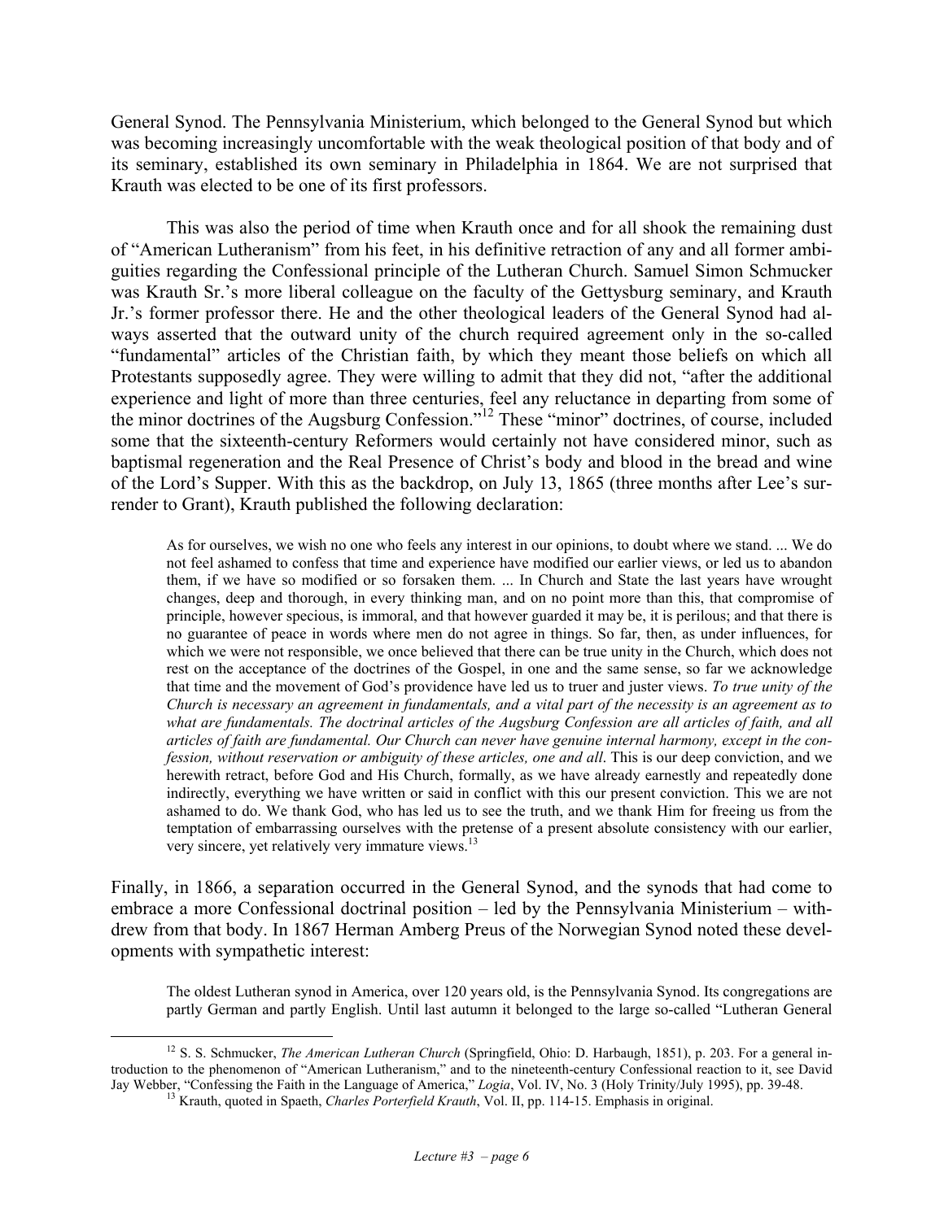General Synod. The Pennsylvania Ministerium, which belonged to the General Synod but which was becoming increasingly uncomfortable with the weak theological position of that body and of its seminary, established its own seminary in Philadelphia in 1864. We are not surprised that Krauth was elected to be one of its first professors.

This was also the period of time when Krauth once and for all shook the remaining dust of "American Lutheranism" from his feet, in his definitive retraction of any and all former ambiguities regarding the Confessional principle of the Lutheran Church. Samuel Simon Schmucker was Krauth Sr.'s more liberal colleague on the faculty of the Gettysburg seminary, and Krauth Jr.'s former professor there. He and the other theological leaders of the General Synod had always asserted that the outward unity of the church required agreement only in the so-called "fundamental" articles of the Christian faith, by which they meant those beliefs on which all Protestants supposedly agree. They were willing to admit that they did not, "after the additional experience and light of more than three centuries, feel any reluctance in departing from some of the minor doctrines of the Augsburg Confession."[12] These "minor" doctrines, of course, included some that the sixteenth-century Reformers would certainly not have considered minor, such as baptismal regeneration and the Real Presence of Christ's body and blood in the bread and wine of the Lord's Supper. With this as the backdrop, on July 13, 1865 (three months after Lee's surrender to Grant), Krauth published the following declaration:

> As for ourselves, we wish no one who feels any interest in our opinions, to doubt where we stand. ... We do not feel ashamed to confess that time and experience have modified our earlier views, or led us to abandon them, if we have so modified or so forsaken them. ... In Church and State the last years have wrought changes, deep and thorough, in every thinking man, and on no point more than this, that compromise of principle, however specious, is immoral, and that however guarded it may be, it is perilous; and that there is no guarantee of peace in words where men do not agree in things. So far, then, as under influences, for which we were not responsible, we once believed that there can be true unity in the Church, which does not rest on the acceptance of the doctrines of the Gospel, in one and the same sense, so far we acknowledge that time and the movement of God's providence have led us to truer and juster views. *To true unity of the Church is necessary an agreement in fundamentals, and a vital part of the necessity is an agreement as to what are fundamentals. The doctrinal articles of the Augsburg Confession are all articles of faith, and all articles of faith are fundamental. Our Church can never have genuine internal harmony, except in the confession, without reservation or ambiguity of these articles, one and all*. This is our deep conviction, and we herewith retract, before God and His Church, formally, as we have already earnestly and repeatedly done indirectly, everything we have written or said in conflict with this our present conviction. This we are not ashamed to do. We thank God, who has led us to see the truth, and we thank Him for freeing us from the temptation of embarrassing ourselves with the pretense of a present absolute consistency with our earlier, very sincere, yet relatively very immature views.[13]

Finally, in 1866, a separation occurred in the General Synod, and the synods that had come to embrace a more Confessional doctrinal position – led by the Pennsylvania Ministerium – withdrew from that body. In 1867 Herman Amberg Preus of the Norwegian Synod noted these developments with sympathetic interest:

> The oldest Lutheran synod in America, over 120 years old, is the Pennsylvania Synod. Its congregations are partly German and partly English. Until last autumn it belonged to the large so-called "Lutheran General

---

[12] S. S. Schmucker, *The American Lutheran Church* (Springfield, Ohio: D. Harbaugh, 1851), p. 203. For a general introduction to the phenomenon of "American Lutheranism," and to the nineteenth-century Confessional reaction to it, see David Jay Webber, "Confessing the Faith in the Language of America," *Logia*, Vol. IV, No. 3 (Holy Trinity/July 1995), pp. 39-48.

[13] Krauth, quoted in Spaeth, *Charles Porterfield Krauth*, Vol. II, pp. 114-15. Emphasis in original.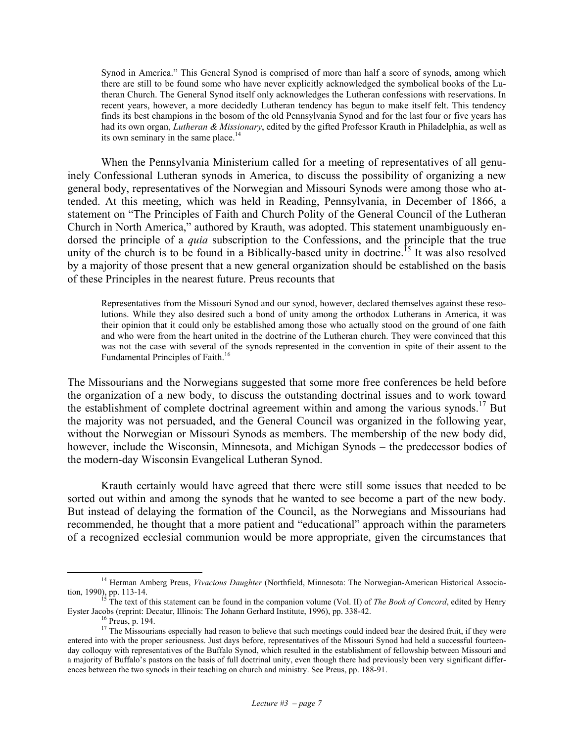> Synod in America." This General Synod is comprised of more than half a score of synods, among which there are still to be found some who have never explicitly acknowledged the symbolical books of the Lutheran Church. The General Synod itself only acknowledges the Lutheran confessions with reservations. In recent years, however, a more decidedly Lutheran tendency has begun to make itself felt. This tendency finds its best champions in the bosom of the old Pennsylvania Synod and for the last four or five years has had its own organ, *Lutheran & Missionary*, edited by the gifted Professor Krauth in Philadelphia, as well as its own seminary in the same place.[14]

When the Pennsylvania Ministerium called for a meeting of representatives of all genuinely Confessional Lutheran synods in America, to discuss the possibility of organizing a new general body, representatives of the Norwegian and Missouri Synods were among those who attended. At this meeting, which was held in Reading, Pennsylvania, in December of 1866, a statement on "The Principles of Faith and Church Polity of the General Council of the Lutheran Church in North America," authored by Krauth, was adopted. This statement unambiguously endorsed the principle of a *quia* subscription to the Confessions, and the principle that the true unity of the church is to be found in a Biblically-based unity in doctrine.[15] It was also resolved by a majority of those present that a new general organization should be established on the basis of these Principles in the nearest future. Preus recounts that

> Representatives from the Missouri Synod and our synod, however, declared themselves against these resolutions. While they also desired such a bond of unity among the orthodox Lutherans in America, it was their opinion that it could only be established among those who actually stood on the ground of one faith and who were from the heart united in the doctrine of the Lutheran church. They were convinced that this was not the case with several of the synods represented in the convention in spite of their assent to the Fundamental Principles of Faith.[16]

The Missourians and the Norwegians suggested that some more free conferences be held before the organization of a new body, to discuss the outstanding doctrinal issues and to work toward the establishment of complete doctrinal agreement within and among the various synods.[17] But the majority was not persuaded, and the General Council was organized in the following year, without the Norwegian or Missouri Synods as members. The membership of the new body did, however, include the Wisconsin, Minnesota, and Michigan Synods – the predecessor bodies of the modern-day Wisconsin Evangelical Lutheran Synod.

Krauth certainly would have agreed that there were still some issues that needed to be sorted out within and among the synods that he wanted to see become a part of the new body. But instead of delaying the formation of the Council, as the Norwegians and Missourians had recommended, he thought that a more patient and "educational" approach within the parameters of a recognized ecclesial communion would be more appropriate, given the circumstances that

---

[14] Herman Amberg Preus, *Vivacious Daughter* (Northfield, Minnesota: The Norwegian-American Historical Association, 1990), pp. 113-14.

[15] The text of this statement can be found in the companion volume (Vol. II) of *The Book of Concord*, edited by Henry Eyster Jacobs (reprint: Decatur, Illinois: The Johann Gerhard Institute, 1996), pp. 338-42.

[16] Preus, p. 194.

[17] The Missourians especially had reason to believe that such meetings could indeed bear the desired fruit, if they were entered into with the proper seriousness. Just days before, representatives of the Missouri Synod had held a successful fourteen-day colloquy with representatives of the Buffalo Synod, which resulted in the establishment of fellowship between Missouri and a majority of Buffalo's pastors on the basis of full doctrinal unity, even though there had previously been very significant differences between the two synods in their teaching on church and ministry. See Preus, pp. 188-91.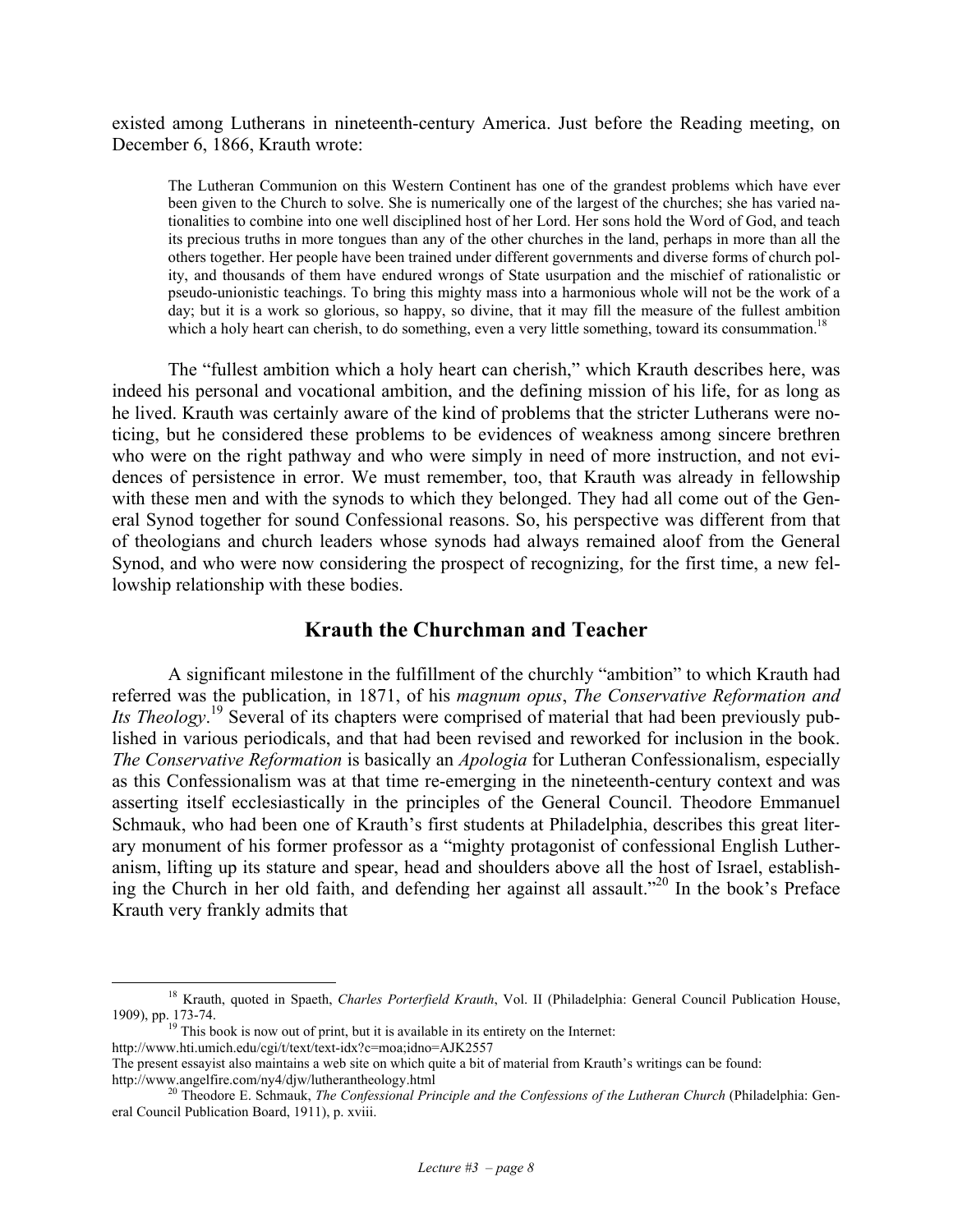existed among Lutherans in nineteenth-century America. Just before the Reading meeting, on December 6, 1866, Krauth wrote:

> The Lutheran Communion on this Western Continent has one of the grandest problems which have ever been given to the Church to solve. She is numerically one of the largest of the churches; she has varied nationalities to combine into one well disciplined host of her Lord. Her sons hold the Word of God, and teach its precious truths in more tongues than any of the other churches in the land, perhaps in more than all the others together. Her people have been trained under different governments and diverse forms of church polity, and thousands of them have endured wrongs of State usurpation and the mischief of rationalistic or pseudo-unionistic teachings. To bring this mighty mass into a harmonious whole will not be the work of a day; but it is a work so glorious, so happy, so divine, that it may fill the measure of the fullest ambition which a holy heart can cherish, to do something, even a very little something, toward its consummation.[18]

The "fullest ambition which a holy heart can cherish," which Krauth describes here, was indeed his personal and vocational ambition, and the defining mission of his life, for as long as he lived. Krauth was certainly aware of the kind of problems that the stricter Lutherans were noticing, but he considered these problems to be evidences of weakness among sincere brethren who were on the right pathway and who were simply in need of more instruction, and not evidences of persistence in error. We must remember, too, that Krauth was already in fellowship with these men and with the synods to which they belonged. They had all come out of the General Synod together for sound Confessional reasons. So, his perspective was different from that of theologians and church leaders whose synods had always remained aloof from the General Synod, and who were now considering the prospect of recognizing, for the first time, a new fellowship relationship with these bodies.

## Krauth the Churchman and Teacher

A significant milestone in the fulfillment of the churchly "ambition" to which Krauth had referred was the publication, in 1871, of his *magnum opus*, *The Conservative Reformation and Its Theology*.[19] Several of its chapters were comprised of material that had been previously published in various periodicals, and that had been revised and reworked for inclusion in the book. *The Conservative Reformation* is basically an *Apologia* for Lutheran Confessionalism, especially as this Confessionalism was at that time re-emerging in the nineteenth-century context and was asserting itself ecclesiastically in the principles of the General Council. Theodore Emmanuel Schmauk, who had been one of Krauth's first students at Philadelphia, describes this great literary monument of his former professor as a "mighty protagonist of confessional English Lutheranism, lifting up its stature and spear, head and shoulders above all the host of Israel, establishing the Church in her old faith, and defending her against all assault."[20] In the book's Preface Krauth very frankly admits that

---

[18] Krauth, quoted in Spaeth, *Charles Porterfield Krauth*, Vol. II (Philadelphia: General Council Publication House, 1909), pp. 173-74.

[19] This book is now out of print, but it is available in its entirety on the Internet:
http://www.hti.umich.edu/cgi/t/text/text-idx?c=moa;idno=AJK2557
The present essayist also maintains a web site on which quite a bit of material from Krauth's writings can be found:
http://www.angelfire.com/ny4/djw/lutherantheology.html

[20] Theodore E. Schmauk, *The Confessional Principle and the Confessions of the Lutheran Church* (Philadelphia: General Council Publication Board, 1911), p. xviii.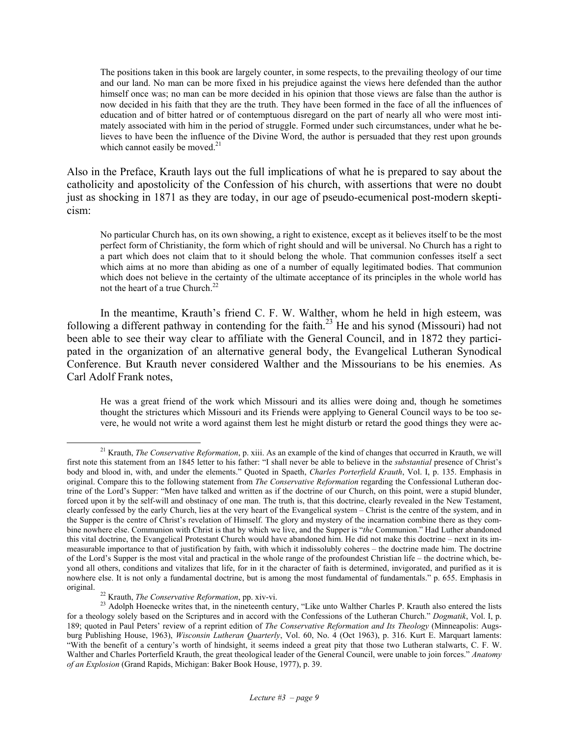> The positions taken in this book are largely counter, in some respects, to the prevailing theology of our time and our land. No man can be more fixed in his prejudice against the views here defended than the author himself once was; no man can be more decided in his opinion that those views are false than the author is now decided in his faith that they are the truth. They have been formed in the face of all the influences of education and of bitter hatred or of contemptuous disregard on the part of nearly all who were most intimately associated with him in the period of struggle. Formed under such circumstances, under what he believes to have been the influence of the Divine Word, the author is persuaded that they rest upon grounds which cannot easily be moved.[21]

Also in the Preface, Krauth lays out the full implications of what he is prepared to say about the catholicity and apostolicity of the Confession of his church, with assertions that were no doubt just as shocking in 1871 as they are today, in our age of pseudo-ecumenical post-modern skepticism:

> No particular Church has, on its own showing, a right to existence, except as it believes itself to be the most perfect form of Christianity, the form which of right should and will be universal. No Church has a right to a part which does not claim that to it should belong the whole. That communion confesses itself a sect which aims at no more than abiding as one of a number of equally legitimated bodies. That communion which does not believe in the certainty of the ultimate acceptance of its principles in the whole world has not the heart of a true Church.[22]

In the meantime, Krauth's friend C. F. W. Walther, whom he held in high esteem, was following a different pathway in contending for the faith.[23] He and his synod (Missouri) had not been able to see their way clear to affiliate with the General Council, and in 1872 they participated in the organization of an alternative general body, the Evangelical Lutheran Synodical Conference. But Krauth never considered Walther and the Missourians to be his enemies. As Carl Adolf Frank notes,

> He was a great friend of the work which Missouri and its allies were doing and, though he sometimes thought the strictures which Missouri and its Friends were applying to General Council ways to be too severe, he would not write a word against them lest he might disturb or retard the good things they were ac-

---

[21] Krauth, *The Conservative Reformation*, p. xiii. As an example of the kind of changes that occurred in Krauth, we will first note this statement from an 1845 letter to his father: "I shall never be able to believe in the *substantial* presence of Christ's body and blood in, with, and under the elements." Quoted in Spaeth, *Charles Porterfield Krauth*, Vol. I, p. 135. Emphasis in original. Compare this to the following statement from *The Conservative Reformation* regarding the Confessional Lutheran doctrine of the Lord's Supper: "Men have talked and written as if the doctrine of our Church, on this point, were a stupid blunder, forced upon it by the self-will and obstinacy of one man. The truth is, that this doctrine, clearly revealed in the New Testament, clearly confessed by the early Church, lies at the very heart of the Evangelical system – Christ is the centre of the system, and in the Supper is the centre of Christ's revelation of Himself. The glory and mystery of the incarnation combine there as they combine nowhere else. Communion with Christ is that by which we live, and the Supper is "*the* Communion." Had Luther abandoned this vital doctrine, the Evangelical Protestant Church would have abandoned him. He did not make this doctrine – next in its immeasurable importance to that of justification by faith, with which it indissolubly coheres – the doctrine made him. The doctrine of the Lord's Supper is the most vital and practical in the whole range of the profoundest Christian life – the doctrine which, beyond all others, conditions and vitalizes that life, for in it the character of faith is determined, invigorated, and purified as it is nowhere else. It is not only a fundamental doctrine, but is among the most fundamental of fundamentals." p. 655. Emphasis in original.

[22] Krauth, *The Conservative Reformation*, pp. xiv-vi.

[23] Adolph Hoenecke writes that, in the nineteenth century, "Like unto Walther Charles P. Krauth also entered the lists for a theology solely based on the Scriptures and in accord with the Confessions of the Lutheran Church." *Dogmatik*, Vol. I, p. 189; quoted in Paul Peters' review of a reprint edition of *The Conservative Reformation and Its Theology* (Minneapolis: Augsburg Publishing House, 1963), *Wisconsin Lutheran Quarterly*, Vol. 60, No. 4 (Oct 1963), p. 316. Kurt E. Marquart laments: "With the benefit of a century's worth of hindsight, it seems indeed a great pity that those two Lutheran stalwarts, C. F. W. Walther and Charles Porterfield Krauth, the great theological leader of the General Council, were unable to join forces." *Anatomy of an Explosion* (Grand Rapids, Michigan: Baker Book House, 1977), p. 39.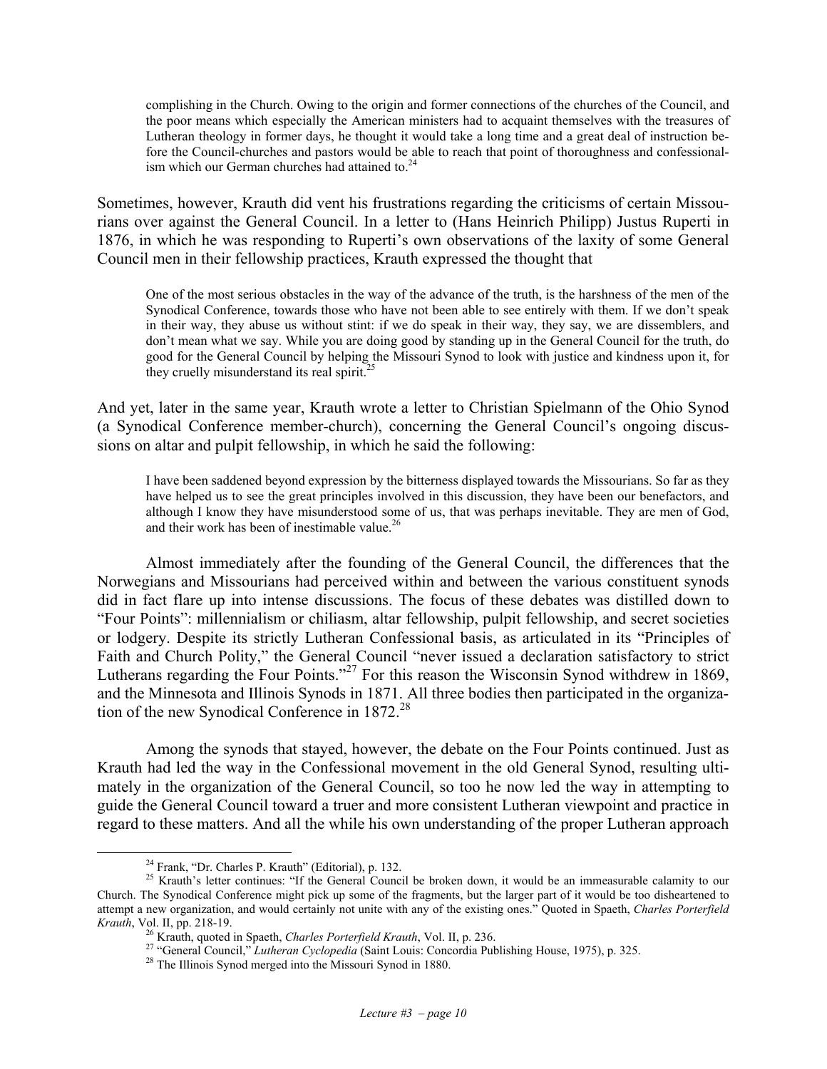> complishing in the Church. Owing to the origin and former connections of the churches of the Council, and the poor means which especially the American ministers had to acquaint themselves with the treasures of Lutheran theology in former days, he thought it would take a long time and a great deal of instruction before the Council-churches and pastors would be able to reach that point of thoroughness and confessionalism which our German churches had attained to.[24]

Sometimes, however, Krauth did vent his frustrations regarding the criticisms of certain Missourians over against the General Council. In a letter to (Hans Heinrich Philipp) Justus Ruperti in 1876, in which he was responding to Ruperti's own observations of the laxity of some General Council men in their fellowship practices, Krauth expressed the thought that

> One of the most serious obstacles in the way of the advance of the truth, is the harshness of the men of the Synodical Conference, towards those who have not been able to see entirely with them. If we don't speak in their way, they abuse us without stint: if we do speak in their way, they say, we are dissemblers, and don't mean what we say. While you are doing good by standing up in the General Council for the truth, do good for the General Council by helping the Missouri Synod to look with justice and kindness upon it, for they cruelly misunderstand its real spirit.[25]

And yet, later in the same year, Krauth wrote a letter to Christian Spielmann of the Ohio Synod (a Synodical Conference member-church), concerning the General Council's ongoing discussions on altar and pulpit fellowship, in which he said the following:

> I have been saddened beyond expression by the bitterness displayed towards the Missourians. So far as they have helped us to see the great principles involved in this discussion, they have been our benefactors, and although I know they have misunderstood some of us, that was perhaps inevitable. They are men of God, and their work has been of inestimable value.[26]

Almost immediately after the founding of the General Council, the differences that the Norwegians and Missourians had perceived within and between the various constituent synods did in fact flare up into intense discussions. The focus of these debates was distilled down to "Four Points": millennialism or chiliasm, altar fellowship, pulpit fellowship, and secret societies or lodgery. Despite its strictly Lutheran Confessional basis, as articulated in its "Principles of Faith and Church Polity," the General Council "never issued a declaration satisfactory to strict Lutherans regarding the Four Points."[27] For this reason the Wisconsin Synod withdrew in 1869, and the Minnesota and Illinois Synods in 1871. All three bodies then participated in the organization of the new Synodical Conference in 1872.[28]

Among the synods that stayed, however, the debate on the Four Points continued. Just as Krauth had led the way in the Confessional movement in the old General Synod, resulting ultimately in the organization of the General Council, so too he now led the way in attempting to guide the General Council toward a truer and more consistent Lutheran viewpoint and practice in regard to these matters. And all the while his own understanding of the proper Lutheran approach

---

[24] Frank, "Dr. Charles P. Krauth" (Editorial), p. 132.

[25] Krauth's letter continues: "If the General Council be broken down, it would be an immeasurable calamity to our Church. The Synodical Conference might pick up some of the fragments, but the larger part of it would be too disheartened to attempt a new organization, and would certainly not unite with any of the existing ones." Quoted in Spaeth, *Charles Porterfield Krauth*, Vol. II, pp. 218-19.

[26] Krauth, quoted in Spaeth, *Charles Porterfield Krauth*, Vol. II, p. 236.

[27] "General Council," *Lutheran Cyclopedia* (Saint Louis: Concordia Publishing House, 1975), p. 325.

[28] The Illinois Synod merged into the Missouri Synod in 1880.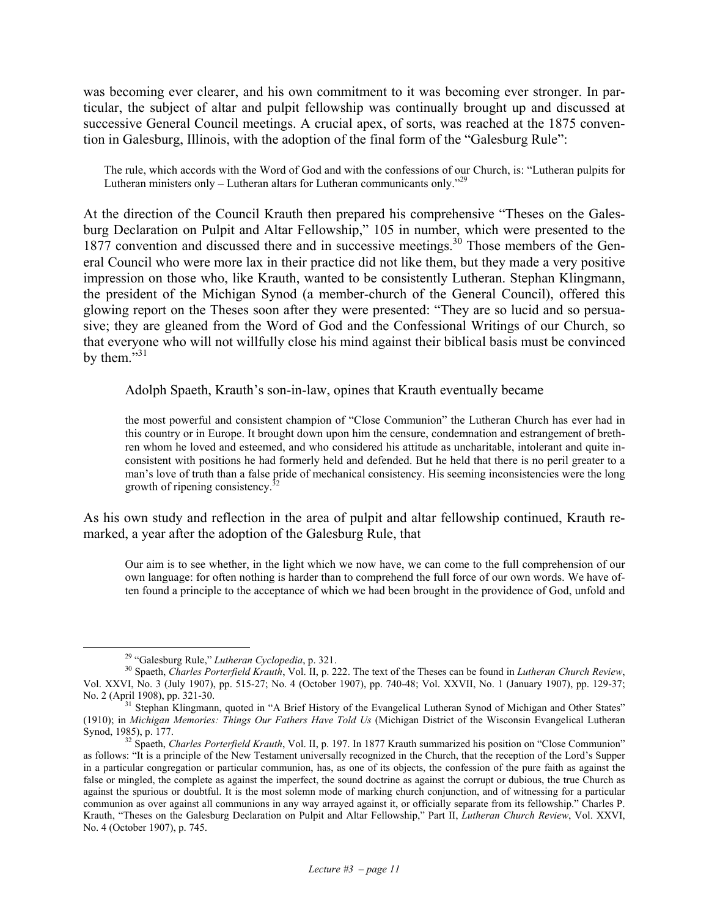was becoming ever clearer, and his own commitment to it was becoming ever stronger. In particular, the subject of altar and pulpit fellowship was continually brought up and discussed at successive General Council meetings. A crucial apex, of sorts, was reached at the 1875 convention in Galesburg, Illinois, with the adoption of the final form of the "Galesburg Rule":

> The rule, which accords with the Word of God and with the confessions of our Church, is: "Lutheran pulpits for Lutheran ministers only – Lutheran altars for Lutheran communicants only."[29]

At the direction of the Council Krauth then prepared his comprehensive "Theses on the Galesburg Declaration on Pulpit and Altar Fellowship," 105 in number, which were presented to the 1877 convention and discussed there and in successive meetings.[30] Those members of the General Council who were more lax in their practice did not like them, but they made a very positive impression on those who, like Krauth, wanted to be consistently Lutheran. Stephan Klingmann, the president of the Michigan Synod (a member-church of the General Council), offered this glowing report on the Theses soon after they were presented: "They are so lucid and so persuasive; they are gleaned from the Word of God and the Confessional Writings of our Church, so that everyone who will not willfully close his mind against their biblical basis must be convinced by them."[31]

Adolph Spaeth, Krauth's son-in-law, opines that Krauth eventually became

> the most powerful and consistent champion of "Close Communion" the Lutheran Church has ever had in this country or in Europe. It brought down upon him the censure, condemnation and estrangement of brethren whom he loved and esteemed, and who considered his attitude as uncharitable, intolerant and quite inconsistent with positions he had formerly held and defended. But he held that there is no peril greater to a man's love of truth than a false pride of mechanical consistency. His seeming inconsistencies were the long growth of ripening consistency.[32]

As his own study and reflection in the area of pulpit and altar fellowship continued, Krauth remarked, a year after the adoption of the Galesburg Rule, that

> Our aim is to see whether, in the light which we now have, we can come to the full comprehension of our own language: for often nothing is harder than to comprehend the full force of our own words. We have often found a principle to the acceptance of which we had been brought in the providence of God, unfold and

---

[29] "Galesburg Rule," *Lutheran Cyclopedia*, p. 321.

[30] Spaeth, *Charles Porterfield Krauth*, Vol. II, p. 222. The text of the Theses can be found in *Lutheran Church Review*, Vol. XXVI, No. 3 (July 1907), pp. 515-27; No. 4 (October 1907), pp. 740-48; Vol. XXVII, No. 1 (January 1907), pp. 129-37; No. 2 (April 1908), pp. 321-30.

[31] Stephan Klingmann, quoted in "A Brief History of the Evangelical Lutheran Synod of Michigan and Other States" (1910); in *Michigan Memories: Things Our Fathers Have Told Us* (Michigan District of the Wisconsin Evangelical Lutheran Synod, 1985), p. 177.

[32] Spaeth, *Charles Porterfield Krauth*, Vol. II, p. 197. In 1877 Krauth summarized his position on "Close Communion" as follows: "It is a principle of the New Testament universally recognized in the Church, that the reception of the Lord's Supper in a particular congregation or particular communion, has, as one of its objects, the confession of the pure faith as against the false or mingled, the complete as against the imperfect, the sound doctrine as against the corrupt or dubious, the true Church as against the spurious or doubtful. It is the most solemn mode of marking church conjunction, and of witnessing for a particular communion as over against all communions in any way arrayed against it, or officially separate from its fellowship." Charles P. Krauth, "Theses on the Galesburg Declaration on Pulpit and Altar Fellowship," Part II, *Lutheran Church Review*, Vol. XXVI, No. 4 (October 1907), p. 745.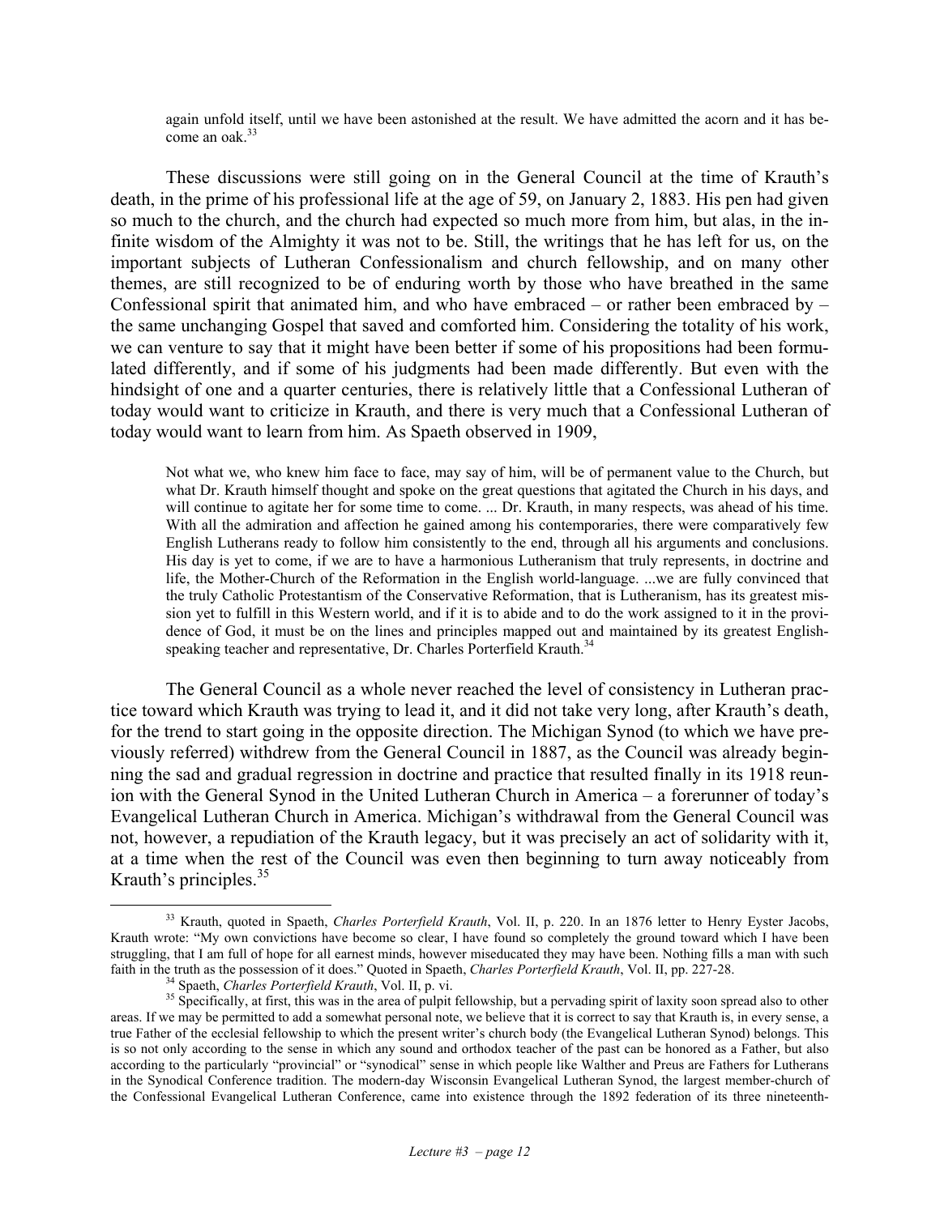> again unfold itself, until we have been astonished at the result. We have admitted the acorn and it has become an oak.[33]

These discussions were still going on in the General Council at the time of Krauth's death, in the prime of his professional life at the age of 59, on January 2, 1883. His pen had given so much to the church, and the church had expected so much more from him, but alas, in the infinite wisdom of the Almighty it was not to be. Still, the writings that he has left for us, on the important subjects of Lutheran Confessionalism and church fellowship, and on many other themes, are still recognized to be of enduring worth by those who have breathed in the same Confessional spirit that animated him, and who have embraced – or rather been embraced by – the same unchanging Gospel that saved and comforted him. Considering the totality of his work, we can venture to say that it might have been better if some of his propositions had been formulated differently, and if some of his judgments had been made differently. But even with the hindsight of one and a quarter centuries, there is relatively little that a Confessional Lutheran of today would want to criticize in Krauth, and there is very much that a Confessional Lutheran of today would want to learn from him. As Spaeth observed in 1909,

> Not what we, who knew him face to face, may say of him, will be of permanent value to the Church, but what Dr. Krauth himself thought and spoke on the great questions that agitated the Church in his days, and will continue to agitate her for some time to come. ... Dr. Krauth, in many respects, was ahead of his time. With all the admiration and affection he gained among his contemporaries, there were comparatively few English Lutherans ready to follow him consistently to the end, through all his arguments and conclusions. His day is yet to come, if we are to have a harmonious Lutheranism that truly represents, in doctrine and life, the Mother-Church of the Reformation in the English world-language. ...we are fully convinced that the truly Catholic Protestantism of the Conservative Reformation, that is Lutheranism, has its greatest mission yet to fulfill in this Western world, and if it is to abide and to do the work assigned to it in the providence of God, it must be on the lines and principles mapped out and maintained by its greatest English-speaking teacher and representative, Dr. Charles Porterfield Krauth.[34]

The General Council as a whole never reached the level of consistency in Lutheran practice toward which Krauth was trying to lead it, and it did not take very long, after Krauth's death, for the trend to start going in the opposite direction. The Michigan Synod (to which we have previously referred) withdrew from the General Council in 1887, as the Council was already beginning the sad and gradual regression in doctrine and practice that resulted finally in its 1918 reunion with the General Synod in the United Lutheran Church in America – a forerunner of today's Evangelical Lutheran Church in America. Michigan's withdrawal from the General Council was not, however, a repudiation of the Krauth legacy, but it was precisely an act of solidarity with it, at a time when the rest of the Council was even then beginning to turn away noticeably from Krauth's principles.[35]

---

[33] Krauth, quoted in Spaeth, *Charles Porterfield Krauth*, Vol. II, p. 220. In an 1876 letter to Henry Eyster Jacobs, Krauth wrote: "My own convictions have become so clear, I have found so completely the ground toward which I have been struggling, that I am full of hope for all earnest minds, however miseducated they may have been. Nothing fills a man with such faith in the truth as the possession of it does." Quoted in Spaeth, *Charles Porterfield Krauth*, Vol. II, pp. 227-28.

[34] Spaeth, *Charles Porterfield Krauth*, Vol. II, p. vi.

[35] Specifically, at first, this was in the area of pulpit fellowship, but a pervading spirit of laxity soon spread also to other areas. If we may be permitted to add a somewhat personal note, we believe that it is correct to say that Krauth is, in every sense, a true Father of the ecclesial fellowship to which the present writer's church body (the Evangelical Lutheran Synod) belongs. This is so not only according to the sense in which any sound and orthodox teacher of the past can be honored as a Father, but also according to the particularly "provincial" or "synodical" sense in which people like Walther and Preus are Fathers for Lutherans in the Synodical Conference tradition. The modern-day Wisconsin Evangelical Lutheran Synod, the largest member-church of the Confessional Evangelical Lutheran Conference, came into existence through the 1892 federation of its three nineteenth-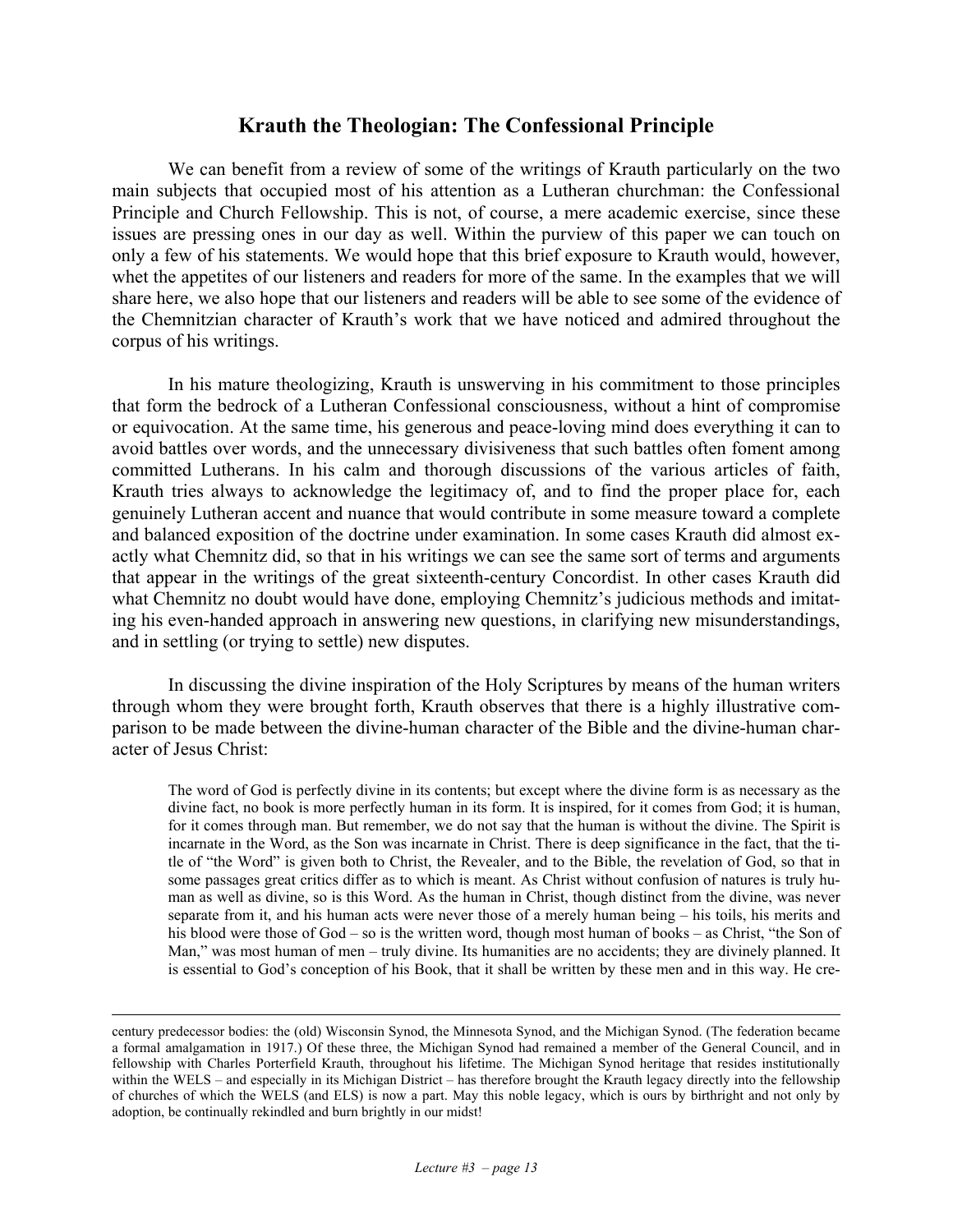## Krauth the Theologian: The Confessional Principle

We can benefit from a review of some of the writings of Krauth particularly on the two main subjects that occupied most of his attention as a Lutheran churchman: the Confessional Principle and Church Fellowship. This is not, of course, a mere academic exercise, since these issues are pressing ones in our day as well. Within the purview of this paper we can touch on only a few of his statements. We would hope that this brief exposure to Krauth would, however, whet the appetites of our listeners and readers for more of the same. In the examples that we will share here, we also hope that our listeners and readers will be able to see some of the evidence of the Chemnitzian character of Krauth's work that we have noticed and admired throughout the corpus of his writings.

In his mature theologizing, Krauth is unswerving in his commitment to those principles that form the bedrock of a Lutheran Confessional consciousness, without a hint of compromise or equivocation. At the same time, his generous and peace-loving mind does everything it can to avoid battles over words, and the unnecessary divisiveness that such battles often foment among committed Lutherans. In his calm and thorough discussions of the various articles of faith, Krauth tries always to acknowledge the legitimacy of, and to find the proper place for, each genuinely Lutheran accent and nuance that would contribute in some measure toward a complete and balanced exposition of the doctrine under examination. In some cases Krauth did almost exactly what Chemnitz did, so that in his writings we can see the same sort of terms and arguments that appear in the writings of the great sixteenth-century Concordist. In other cases Krauth did what Chemnitz no doubt would have done, employing Chemnitz's judicious methods and imitating his even-handed approach in answering new questions, in clarifying new misunderstandings, and in settling (or trying to settle) new disputes.

In discussing the divine inspiration of the Holy Scriptures by means of the human writers through whom they were brought forth, Krauth observes that there is a highly illustrative comparison to be made between the divine-human character of the Bible and the divine-human character of Jesus Christ:

> The word of God is perfectly divine in its contents; but except where the divine form is as necessary as the divine fact, no book is more perfectly human in its form. It is inspired, for it comes from God; it is human, for it comes through man. But remember, we do not say that the human is without the divine. The Spirit is incarnate in the Word, as the Son was incarnate in Christ. There is deep significance in the fact, that the title of "the Word" is given both to Christ, the Revealer, and to the Bible, the revelation of God, so that in some passages great critics differ as to which is meant. As Christ without confusion of natures is truly human as well as divine, so is this Word. As the human in Christ, though distinct from the divine, was never separate from it, and his human acts were never those of a merely human being – his toils, his merits and his blood were those of God – so is the written word, though most human of books – as Christ, "the Son of Man," was most human of men – truly divine. Its humanities are no accidents; they are divinely planned. It is essential to God's conception of his Book, that it shall be written by these men and in this way. He cre-

---

century predecessor bodies: the (old) Wisconsin Synod, the Minnesota Synod, and the Michigan Synod. (The federation became a formal amalgamation in 1917.) Of these three, the Michigan Synod had remained a member of the General Council, and in fellowship with Charles Porterfield Krauth, throughout his lifetime. The Michigan Synod heritage that resides institutionally within the WELS – and especially in its Michigan District – has therefore brought the Krauth legacy directly into the fellowship of churches of which the WELS (and ELS) is now a part. May this noble legacy, which is ours by birthright and not only by adoption, be continually rekindled and burn brightly in our midst!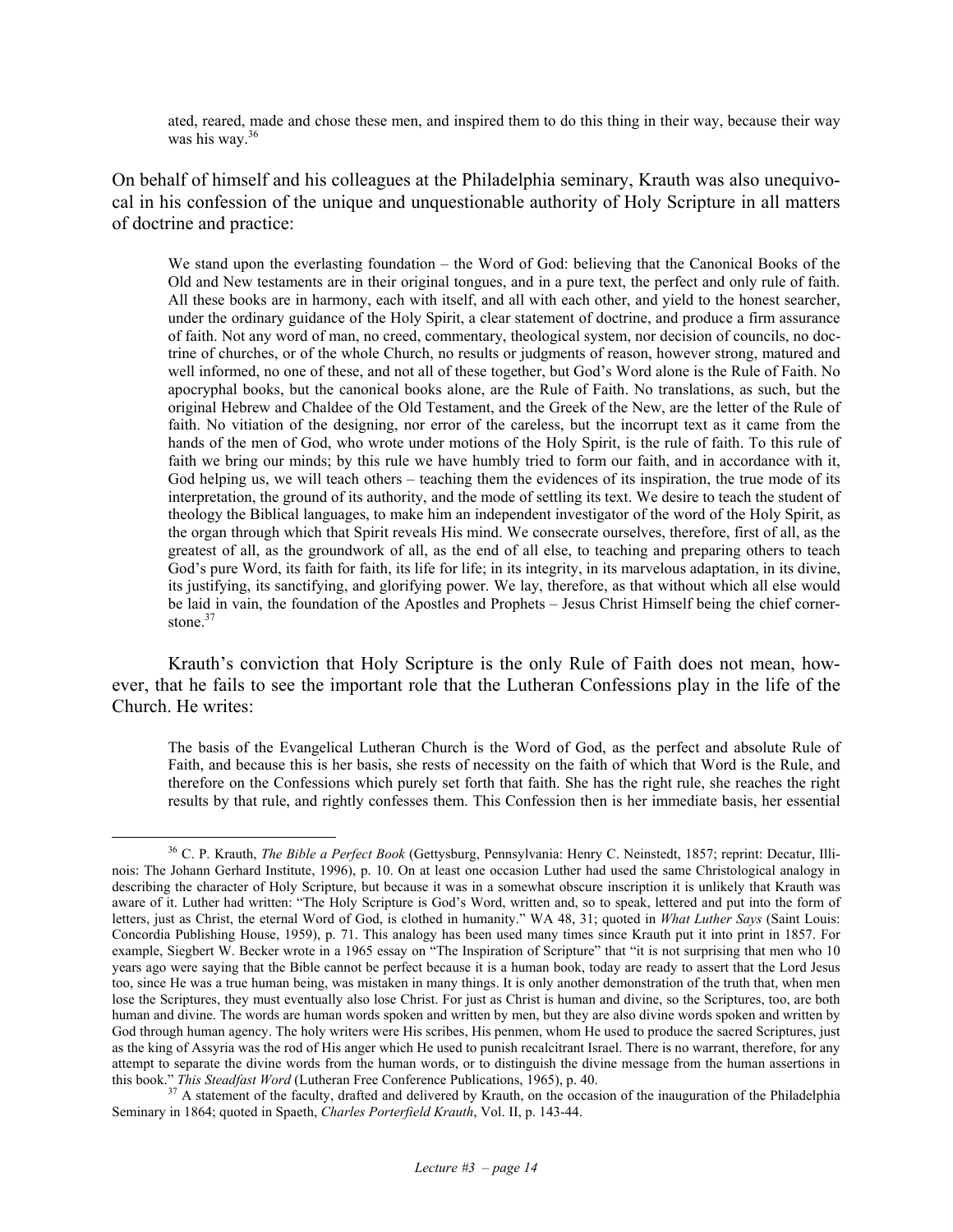> ated, reared, made and chose these men, and inspired them to do this thing in their way, because their way was his way.[36]

On behalf of himself and his colleagues at the Philadelphia seminary, Krauth was also unequivocal in his confession of the unique and unquestionable authority of Holy Scripture in all matters of doctrine and practice:

> We stand upon the everlasting foundation – the Word of God: believing that the Canonical Books of the Old and New testaments are in their original tongues, and in a pure text, the perfect and only rule of faith. All these books are in harmony, each with itself, and all with each other, and yield to the honest searcher, under the ordinary guidance of the Holy Spirit, a clear statement of doctrine, and produce a firm assurance of faith. Not any word of man, no creed, commentary, theological system, nor decision of councils, no doctrine of churches, or of the whole Church, no results or judgments of reason, however strong, matured and well informed, no one of these, and not all of these together, but God's Word alone is the Rule of Faith. No apocryphal books, but the canonical books alone, are the Rule of Faith. No translations, as such, but the original Hebrew and Chaldee of the Old Testament, and the Greek of the New, are the letter of the Rule of faith. No vitiation of the designing, nor error of the careless, but the incorrupt text as it came from the hands of the men of God, who wrote under motions of the Holy Spirit, is the rule of faith. To this rule of faith we bring our minds; by this rule we have humbly tried to form our faith, and in accordance with it, God helping us, we will teach others – teaching them the evidences of its inspiration, the true mode of its interpretation, the ground of its authority, and the mode of settling its text. We desire to teach the student of theology the Biblical languages, to make him an independent investigator of the word of the Holy Spirit, as the organ through which that Spirit reveals His mind. We consecrate ourselves, therefore, first of all, as the greatest of all, as the groundwork of all, as the end of all else, to teaching and preparing others to teach God's pure Word, its faith for faith, its life for life; in its integrity, in its marvelous adaptation, in its divine, its justifying, its sanctifying, and glorifying power. We lay, therefore, as that without which all else would be laid in vain, the foundation of the Apostles and Prophets – Jesus Christ Himself being the chief cornerstone.[37]

Krauth's conviction that Holy Scripture is the only Rule of Faith does not mean, however, that he fails to see the important role that the Lutheran Confessions play in the life of the Church. He writes:

> The basis of the Evangelical Lutheran Church is the Word of God, as the perfect and absolute Rule of Faith, and because this is her basis, she rests of necessity on the faith of which that Word is the Rule, and therefore on the Confessions which purely set forth that faith. She has the right rule, she reaches the right results by that rule, and rightly confesses them. This Confession then is her immediate basis, her essential

---

[36] C. P. Krauth, *The Bible a Perfect Book* (Gettysburg, Pennsylvania: Henry C. Neinstedt, 1857; reprint: Decatur, Illinois: The Johann Gerhard Institute, 1996), p. 10. On at least one occasion Luther had used the same Christological analogy in describing the character of Holy Scripture, but because it was in a somewhat obscure inscription it is unlikely that Krauth was aware of it. Luther had written: "The Holy Scripture is God's Word, written and, so to speak, lettered and put into the form of letters, just as Christ, the eternal Word of God, is clothed in humanity." WA 48, 31; quoted in *What Luther Says* (Saint Louis: Concordia Publishing House, 1959), p. 71. This analogy has been used many times since Krauth put it into print in 1857. For example, Siegbert W. Becker wrote in a 1965 essay on "The Inspiration of Scripture" that "it is not surprising that men who 10 years ago were saying that the Bible cannot be perfect because it is a human book, today are ready to assert that the Lord Jesus too, since He was a true human being, was mistaken in many things. It is only another demonstration of the truth that, when men lose the Scriptures, they must eventually also lose Christ. For just as Christ is human and divine, so the Scriptures, too, are both human and divine. The words are human words spoken and written by men, but they are also divine words spoken and written by God through human agency. The holy writers were His scribes, His penmen, whom He used to produce the sacred Scriptures, just as the king of Assyria was the rod of His anger which He used to punish recalcitrant Israel. There is no warrant, therefore, for any attempt to separate the divine words from the human words, or to distinguish the divine message from the human assertions in this book." *This Steadfast Word* (Lutheran Free Conference Publications, 1965), p. 40.

[37] A statement of the faculty, drafted and delivered by Krauth, on the occasion of the inauguration of the Philadelphia Seminary in 1864; quoted in Spaeth, *Charles Porterfield Krauth*, Vol. II, p. 143-44.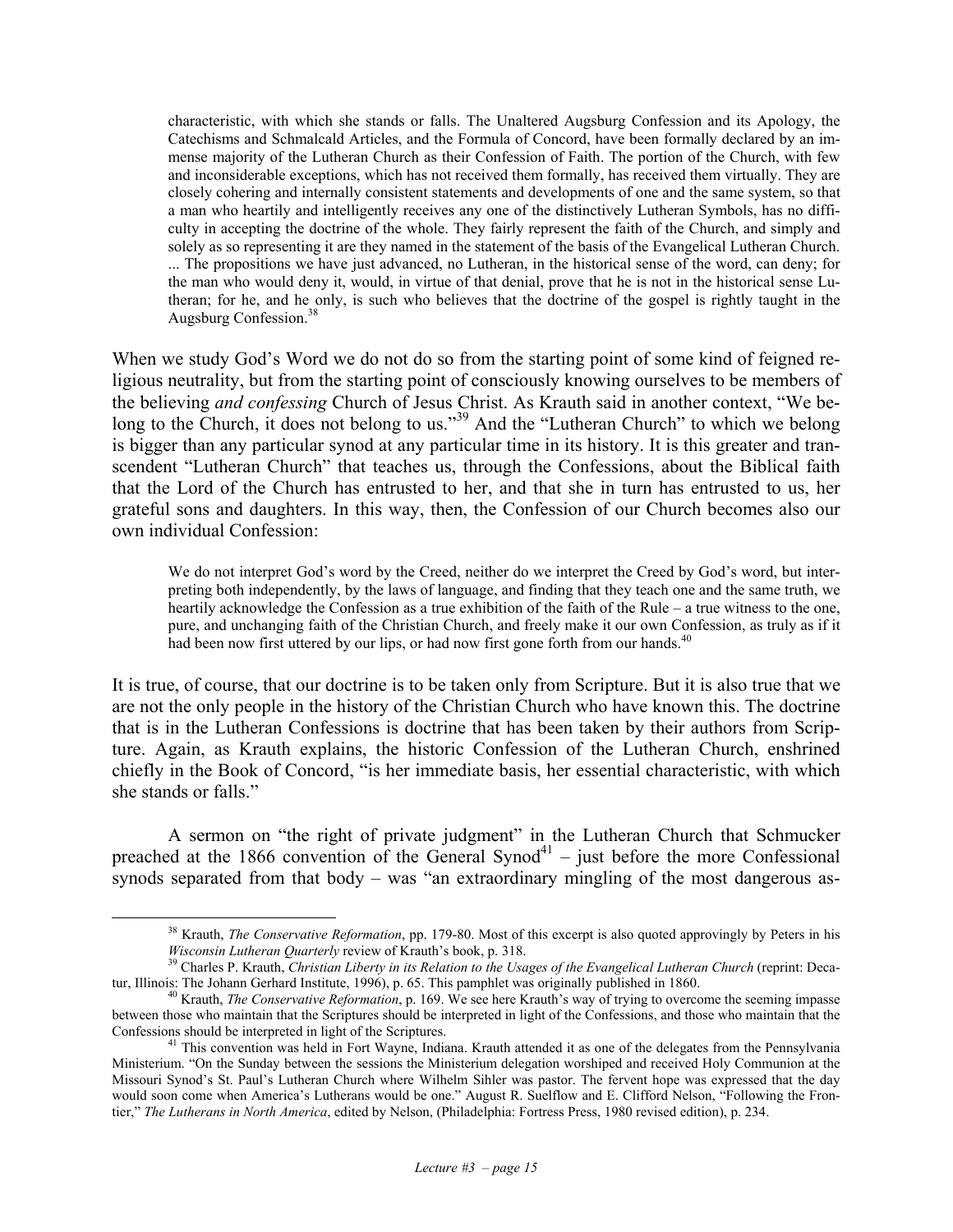> characteristic, with which she stands or falls. The Unaltered Augsburg Confession and its Apology, the Catechisms and Schmalcald Articles, and the Formula of Concord, have been formally declared by an immense majority of the Lutheran Church as their Confession of Faith. The portion of the Church, with few and inconsiderable exceptions, which has not received them formally, has received them virtually. They are closely cohering and internally consistent statements and developments of one and the same system, so that a man who heartily and intelligently receives any one of the distinctively Lutheran Symbols, has no difficulty in accepting the doctrine of the whole. They fairly represent the faith of the Church, and simply and solely as so representing it are they named in the statement of the basis of the Evangelical Lutheran Church. ... The propositions we have just advanced, no Lutheran, in the historical sense of the word, can deny; for the man who would deny it, would, in virtue of that denial, prove that he is not in the historical sense Lutheran; for he, and he only, is such who believes that the doctrine of the gospel is rightly taught in the Augsburg Confession.[38]

When we study God's Word we do not do so from the starting point of some kind of feigned religious neutrality, but from the starting point of consciously knowing ourselves to be members of the believing *and confessing* Church of Jesus Christ. As Krauth said in another context, "We belong to the Church, it does not belong to us."[39] And the "Lutheran Church" to which we belong is bigger than any particular synod at any particular time in its history. It is this greater and transcendent "Lutheran Church" that teaches us, through the Confessions, about the Biblical faith that the Lord of the Church has entrusted to her, and that she in turn has entrusted to us, her grateful sons and daughters. In this way, then, the Confession of our Church becomes also our own individual Confession:

> We do not interpret God's word by the Creed, neither do we interpret the Creed by God's word, but interpreting both independently, by the laws of language, and finding that they teach one and the same truth, we heartily acknowledge the Confession as a true exhibition of the faith of the Rule – a true witness to the one, pure, and unchanging faith of the Christian Church, and freely make it our own Confession, as truly as if it had been now first uttered by our lips, or had now first gone forth from our hands.[40]

It is true, of course, that our doctrine is to be taken only from Scripture. But it is also true that we are not the only people in the history of the Christian Church who have known this. The doctrine that is in the Lutheran Confessions is doctrine that has been taken by their authors from Scripture. Again, as Krauth explains, the historic Confession of the Lutheran Church, enshrined chiefly in the Book of Concord, "is her immediate basis, her essential characteristic, with which she stands or falls."

A sermon on "the right of private judgment" in the Lutheran Church that Schmucker preached at the 1866 convention of the General Synod[41] – just before the more Confessional synods separated from that body – was "an extraordinary mingling of the most dangerous as-

---

[38] Krauth, *The Conservative Reformation*, pp. 179-80. Most of this excerpt is also quoted approvingly by Peters in his *Wisconsin Lutheran Quarterly* review of Krauth's book, p. 318.

[39] Charles P. Krauth, *Christian Liberty in its Relation to the Usages of the Evangelical Lutheran Church* (reprint: Decatur, Illinois: The Johann Gerhard Institute, 1996), p. 65. This pamphlet was originally published in 1860.

[40] Krauth, *The Conservative Reformation*, p. 169. We see here Krauth's way of trying to overcome the seeming impasse between those who maintain that the Scriptures should be interpreted in light of the Confessions, and those who maintain that the Confessions should be interpreted in light of the Scriptures.

[41] This convention was held in Fort Wayne, Indiana. Krauth attended it as one of the delegates from the Pennsylvania Ministerium. "On the Sunday between the sessions the Ministerium delegation worshiped and received Holy Communion at the Missouri Synod's St. Paul's Lutheran Church where Wilhelm Sihler was pastor. The fervent hope was expressed that the day would soon come when America's Lutherans would be one." August R. Suelflow and E. Clifford Nelson, "Following the Frontier," *The Lutherans in North America*, edited by Nelson, (Philadelphia: Fortress Press, 1980 revised edition), p. 234.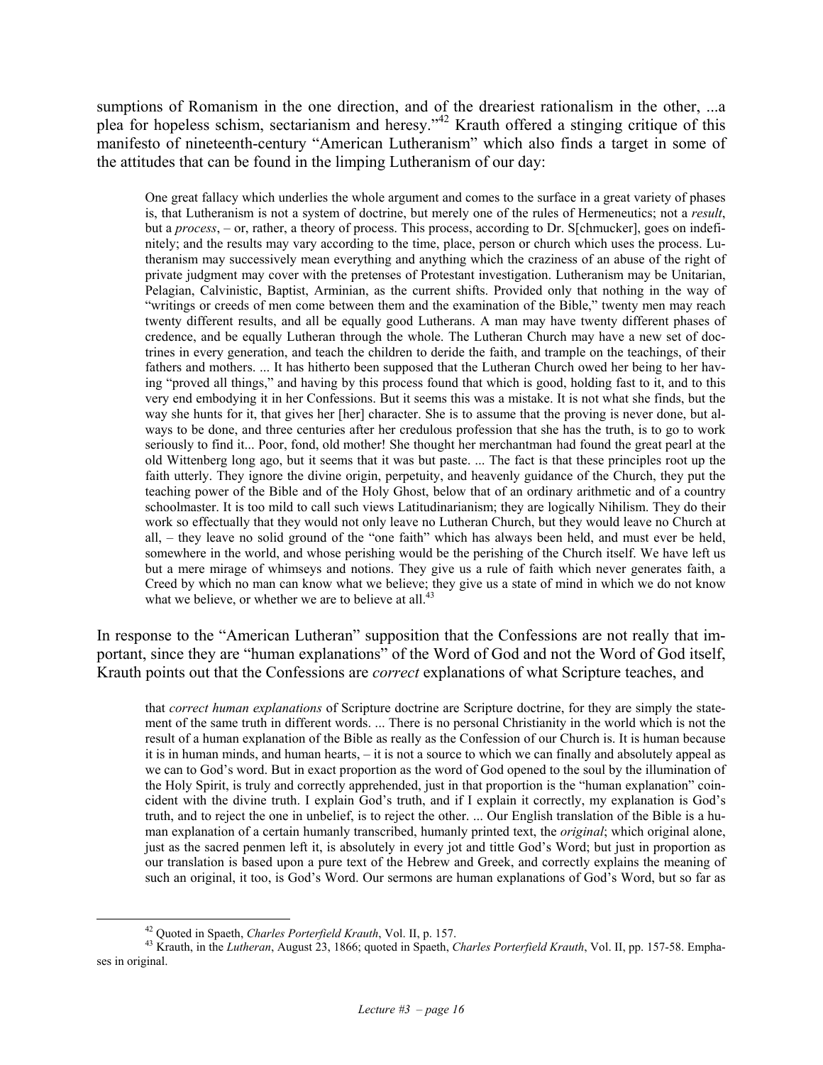sumptions of Romanism in the one direction, and of the dreariest rationalism in the other, ...a plea for hopeless schism, sectarianism and heresy."[42] Krauth offered a stinging critique of this manifesto of nineteenth-century "American Lutheranism" which also finds a target in some of the attitudes that can be found in the limping Lutheranism of our day:

> One great fallacy which underlies the whole argument and comes to the surface in a great variety of phases is, that Lutheranism is not a system of doctrine, but merely one of the rules of Hermeneutics; not a *result*, but a *process*, – or, rather, a theory of process. This process, according to Dr. S[chmucker], goes on indefinitely; and the results may vary according to the time, place, person or church which uses the process. Lutheranism may successively mean everything and anything which the craziness of an abuse of the right of private judgment may cover with the pretenses of Protestant investigation. Lutheranism may be Unitarian, Pelagian, Calvinistic, Baptist, Arminian, as the current shifts. Provided only that nothing in the way of "writings or creeds of men come between them and the examination of the Bible," twenty men may reach twenty different results, and all be equally good Lutherans. A man may have twenty different phases of credence, and be equally Lutheran through the whole. The Lutheran Church may have a new set of doctrines in every generation, and teach the children to deride the faith, and trample on the teachings, of their fathers and mothers. ... It has hitherto been supposed that the Lutheran Church owed her being to her having "proved all things," and having by this process found that which is good, holding fast to it, and to this very end embodying it in her Confessions. But it seems this was a mistake. It is not what she finds, but the way she hunts for it, that gives her [her] character. She is to assume that the proving is never done, but always to be done, and three centuries after her credulous profession that she has the truth, is to go to work seriously to find it... Poor, fond, old mother! She thought her merchantman had found the great pearl at the old Wittenberg long ago, but it seems that it was but paste. ... The fact is that these principles root up the faith utterly. They ignore the divine origin, perpetuity, and heavenly guidance of the Church, they put the teaching power of the Bible and of the Holy Ghost, below that of an ordinary arithmetic and of a country schoolmaster. It is too mild to call such views Latitudinarianism; they are logically Nihilism. They do their work so effectually that they would not only leave no Lutheran Church, but they would leave no Church at all, – they leave no solid ground of the "one faith" which has always been held, and must ever be held, somewhere in the world, and whose perishing would be the perishing of the Church itself. We have left us but a mere mirage of whimseys and notions. They give us a rule of faith which never generates faith, a Creed by which no man can know what we believe; they give us a state of mind in which we do not know what we believe, or whether we are to believe at all.[43]

In response to the "American Lutheran" supposition that the Confessions are not really that important, since they are "human explanations" of the Word of God and not the Word of God itself, Krauth points out that the Confessions are *correct* explanations of what Scripture teaches, and

> that *correct human explanations* of Scripture doctrine are Scripture doctrine, for they are simply the statement of the same truth in different words. ... There is no personal Christianity in the world which is not the result of a human explanation of the Bible as really as the Confession of our Church is. It is human because it is in human minds, and human hearts, – it is not a source to which we can finally and absolutely appeal as we can to God's word. But in exact proportion as the word of God opened to the soul by the illumination of the Holy Spirit, is truly and correctly apprehended, just in that proportion is the "human explanation" coincident with the divine truth. I explain God's truth, and if I explain it correctly, my explanation is God's truth, and to reject the one in unbelief, is to reject the other. ... Our English translation of the Bible is a human explanation of a certain humanly transcribed, humanly printed text, the *original*; which original alone, just as the sacred penmen left it, is absolutely in every jot and tittle God's Word; but just in proportion as our translation is based upon a pure text of the Hebrew and Greek, and correctly explains the meaning of such an original, it too, is God's Word. Our sermons are human explanations of God's Word, but so far as

---

[42] Quoted in Spaeth, *Charles Porterfield Krauth*, Vol. II, p. 157.

[43] Krauth, in the *Lutheran*, August 23, 1866; quoted in Spaeth, *Charles Porterfield Krauth*, Vol. II, pp. 157-58. Emphases in original.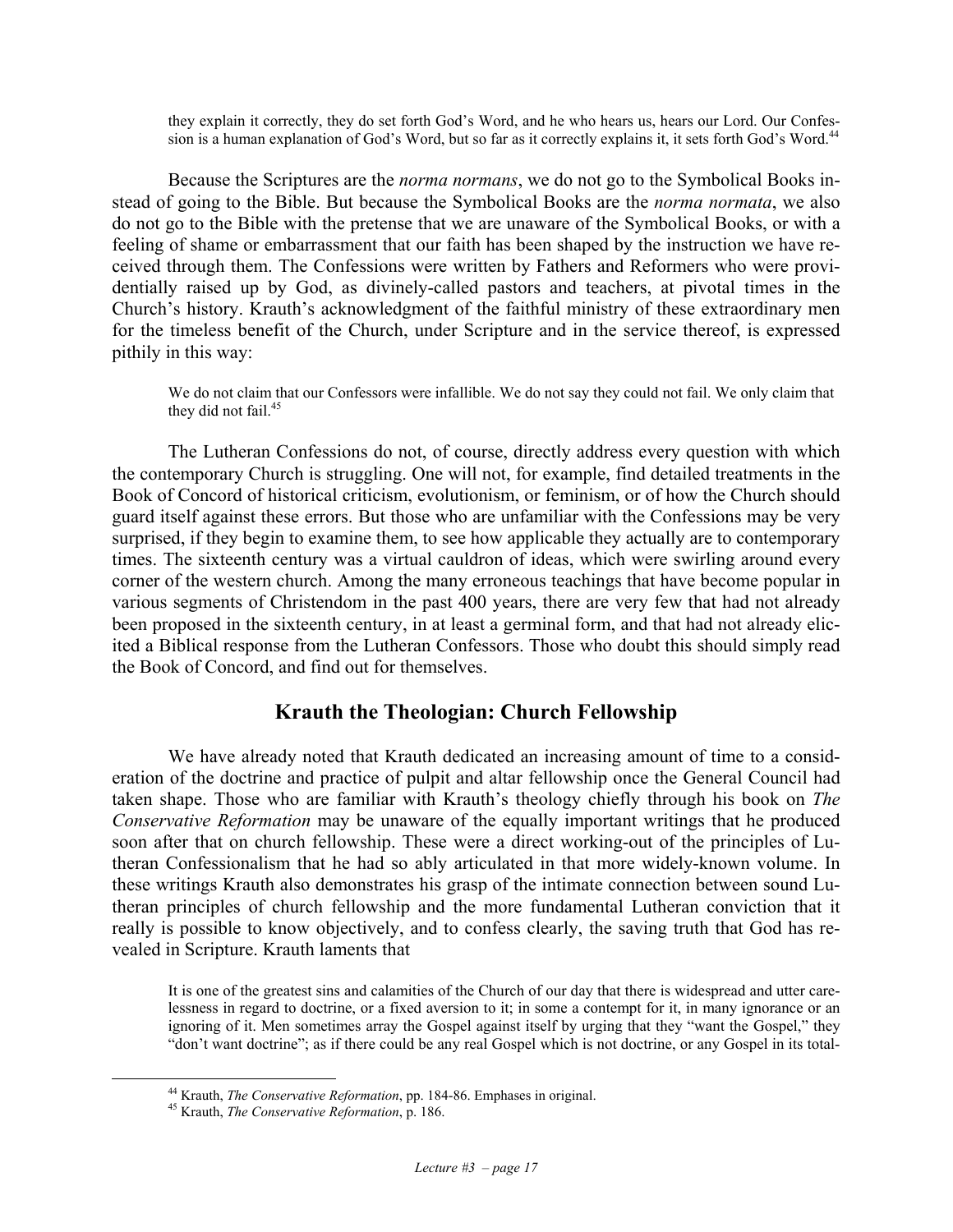> they explain it correctly, they do set forth God's Word, and he who hears us, hears our Lord. Our Confession is a human explanation of God's Word, but so far as it correctly explains it, it sets forth God's Word.[44]

Because the Scriptures are the *norma normans*, we do not go to the Symbolical Books instead of going to the Bible. But because the Symbolical Books are the *norma normata*, we also do not go to the Bible with the pretense that we are unaware of the Symbolical Books, or with a feeling of shame or embarrassment that our faith has been shaped by the instruction we have received through them. The Confessions were written by Fathers and Reformers who were providentially raised up by God, as divinely-called pastors and teachers, at pivotal times in the Church's history. Krauth's acknowledgment of the faithful ministry of these extraordinary men for the timeless benefit of the Church, under Scripture and in the service thereof, is expressed pithily in this way:

> We do not claim that our Confessors were infallible. We do not say they could not fail. We only claim that they did not fail.[45]

The Lutheran Confessions do not, of course, directly address every question with which the contemporary Church is struggling. One will not, for example, find detailed treatments in the Book of Concord of historical criticism, evolutionism, or feminism, or of how the Church should guard itself against these errors. But those who are unfamiliar with the Confessions may be very surprised, if they begin to examine them, to see how applicable they actually are to contemporary times. The sixteenth century was a virtual cauldron of ideas, which were swirling around every corner of the western church. Among the many erroneous teachings that have become popular in various segments of Christendom in the past 400 years, there are very few that had not already been proposed in the sixteenth century, in at least a germinal form, and that had not already elicited a Biblical response from the Lutheran Confessors. Those who doubt this should simply read the Book of Concord, and find out for themselves.

## Krauth the Theologian: Church Fellowship

We have already noted that Krauth dedicated an increasing amount of time to a consideration of the doctrine and practice of pulpit and altar fellowship once the General Council had taken shape. Those who are familiar with Krauth's theology chiefly through his book on *The Conservative Reformation* may be unaware of the equally important writings that he produced soon after that on church fellowship. These were a direct working-out of the principles of Lutheran Confessionalism that he had so ably articulated in that more widely-known volume. In these writings Krauth also demonstrates his grasp of the intimate connection between sound Lutheran principles of church fellowship and the more fundamental Lutheran conviction that it really is possible to know objectively, and to confess clearly, the saving truth that God has revealed in Scripture. Krauth laments that

> It is one of the greatest sins and calamities of the Church of our day that there is widespread and utter carelessness in regard to doctrine, or a fixed aversion to it; in some a contempt for it, in many ignorance or an ignoring of it. Men sometimes array the Gospel against itself by urging that they "want the Gospel," they "don't want doctrine"; as if there could be any real Gospel which is not doctrine, or any Gospel in its total-

[44] Krauth, *The Conservative Reformation*, pp. 184-86. Emphases in original.

[45] Krauth, *The Conservative Reformation*, p. 186.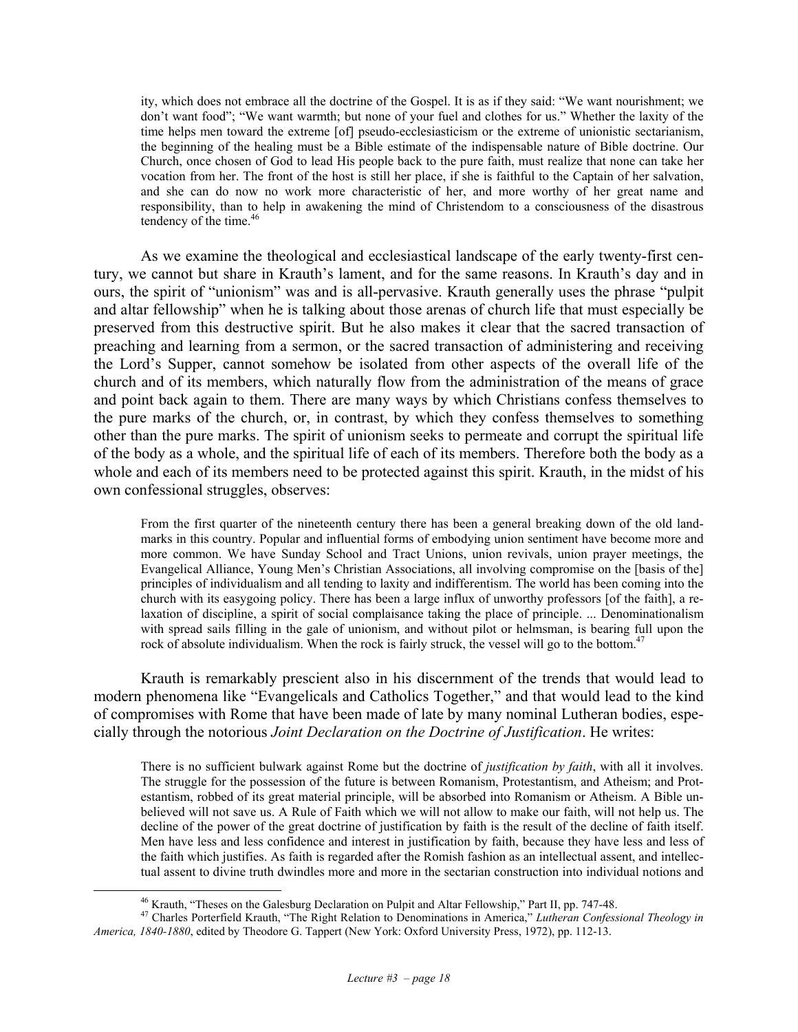ity, which does not embrace all the doctrine of the Gospel. It is as if they said: "We want nourishment; we don't want food"; "We want warmth; but none of your fuel and clothes for us." Whether the laxity of the time helps men toward the extreme [of] pseudo-ecclesiasticism or the extreme of unionistic sectarianism, the beginning of the healing must be a Bible estimate of the indispensable nature of Bible doctrine. Our Church, once chosen of God to lead His people back to the pure faith, must realize that none can take her vocation from her. The front of the host is still her place, if she is faithful to the Captain of her salvation, and she can do now no work more characteristic of her, and more worthy of her great name and responsibility, than to help in awakening the mind of Christendom to a consciousness of the disastrous tendency of the time.[46]

As we examine the theological and ecclesiastical landscape of the early twenty-first century, we cannot but share in Krauth's lament, and for the same reasons. In Krauth's day and in ours, the spirit of "unionism" was and is all-pervasive. Krauth generally uses the phrase "pulpit and altar fellowship" when he is talking about those arenas of church life that must especially be preserved from this destructive spirit. But he also makes it clear that the sacred transaction of preaching and learning from a sermon, or the sacred transaction of administering and receiving the Lord's Supper, cannot somehow be isolated from other aspects of the overall life of the church and of its members, which naturally flow from the administration of the means of grace and point back again to them. There are many ways by which Christians confess themselves to the pure marks of the church, or, in contrast, by which they confess themselves to something other than the pure marks. The spirit of unionism seeks to permeate and corrupt the spiritual life of the body as a whole, and the spiritual life of each of its members. Therefore both the body as a whole and each of its members need to be protected against this spirit. Krauth, in the midst of his own confessional struggles, observes:

From the first quarter of the nineteenth century there has been a general breaking down of the old landmarks in this country. Popular and influential forms of embodying union sentiment have become more and more common. We have Sunday School and Tract Unions, union revivals, union prayer meetings, the Evangelical Alliance, Young Men's Christian Associations, all involving compromise on the [basis of the] principles of individualism and all tending to laxity and indifferentism. The world has been coming into the church with its easygoing policy. There has been a large influx of unworthy professors [of the faith], a relaxation of discipline, a spirit of social complaisance taking the place of principle. ... Denominationalism with spread sails filling in the gale of unionism, and without pilot or helmsman, is bearing full upon the rock of absolute individualism. When the rock is fairly struck, the vessel will go to the bottom.[47]

Krauth is remarkably prescient also in his discernment of the trends that would lead to modern phenomena like "Evangelicals and Catholics Together," and that would lead to the kind of compromises with Rome that have been made of late by many nominal Lutheran bodies, especially through the notorious *Joint Declaration on the Doctrine of Justification*. He writes:

There is no sufficient bulwark against Rome but the doctrine of *justification by faith*, with all it involves. The struggle for the possession of the future is between Romanism, Protestantism, and Atheism; and Protestantism, robbed of its great material principle, will be absorbed into Romanism or Atheism. A Bible unbelieved will not save us. A Rule of Faith which we will not allow to make our faith, will not help us. The decline of the power of the great doctrine of justification by faith is the result of the decline of faith itself. Men have less and less confidence and interest in justification by faith, because they have less and less of the faith which justifies. As faith is regarded after the Romish fashion as an intellectual assent, and intellectual assent to divine truth dwindles more and more in the sectarian construction into individual notions and

[46] Krauth, "Theses on the Galesburg Declaration on Pulpit and Altar Fellowship," Part II, pp. 747-48.

[47] Charles Porterfield Krauth, "The Right Relation to Denominations in America," *Lutheran Confessional Theology in America, 1840-1880*, edited by Theodore G. Tappert (New York: Oxford University Press, 1972), pp. 112-13.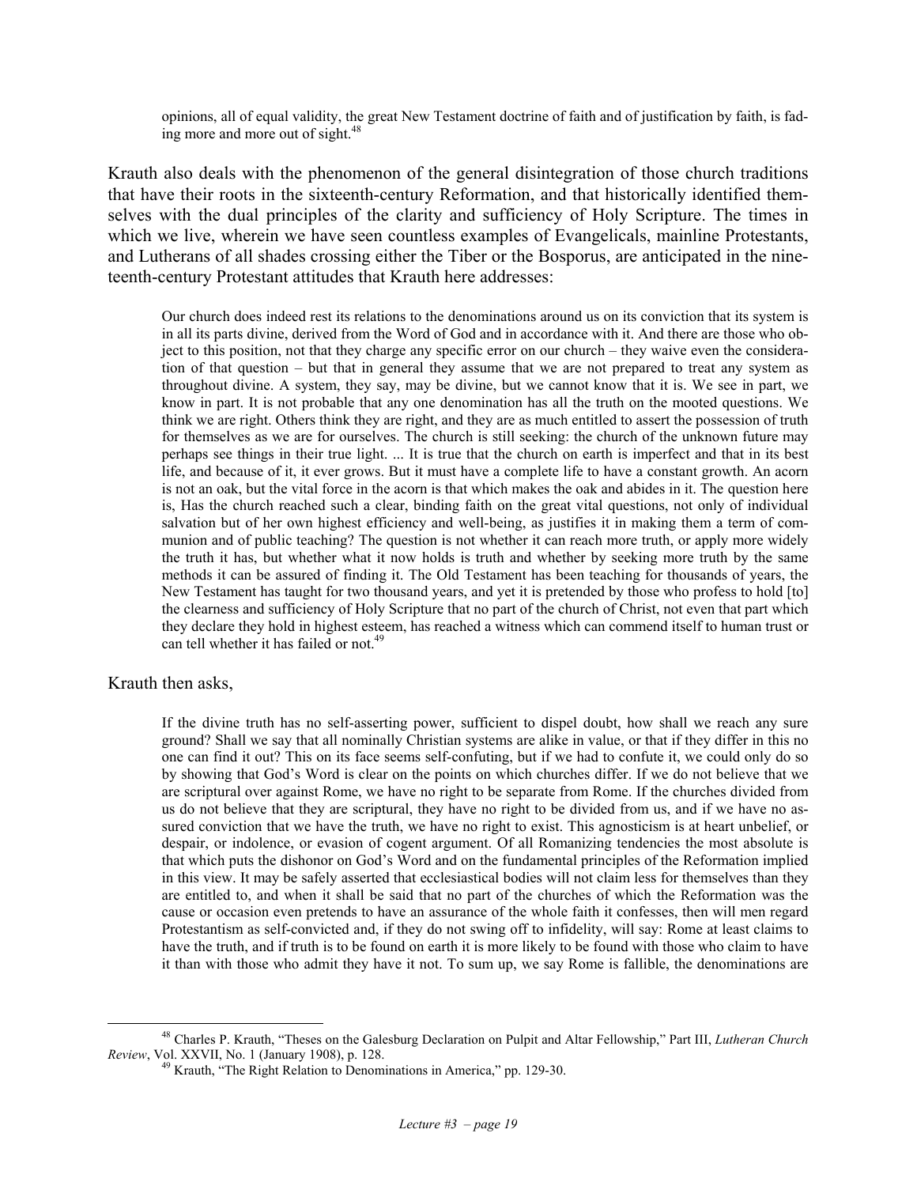> opinions, all of equal validity, the great New Testament doctrine of faith and of justification by faith, is fading more and more out of sight.[48]

Krauth also deals with the phenomenon of the general disintegration of those church traditions that have their roots in the sixteenth-century Reformation, and that historically identified themselves with the dual principles of the clarity and sufficiency of Holy Scripture. The times in which we live, wherein we have seen countless examples of Evangelicals, mainline Protestants, and Lutherans of all shades crossing either the Tiber or the Bosporus, are anticipated in the nineteenth-century Protestant attitudes that Krauth here addresses:

> Our church does indeed rest its relations to the denominations around us on its conviction that its system is in all its parts divine, derived from the Word of God and in accordance with it. And there are those who object to this position, not that they charge any specific error on our church – they waive even the consideration of that question – but that in general they assume that we are not prepared to treat any system as throughout divine. A system, they say, may be divine, but we cannot know that it is. We see in part, we know in part. It is not probable that any one denomination has all the truth on the mooted questions. We think we are right. Others think they are right, and they are as much entitled to assert the possession of truth for themselves as we are for ourselves. The church is still seeking: the church of the unknown future may perhaps see things in their true light. ... It is true that the church on earth is imperfect and that in its best life, and because of it, it ever grows. But it must have a complete life to have a constant growth. An acorn is not an oak, but the vital force in the acorn is that which makes the oak and abides in it. The question here is, Has the church reached such a clear, binding faith on the great vital questions, not only of individual salvation but of her own highest efficiency and well-being, as justifies it in making them a term of communion and of public teaching? The question is not whether it can reach more truth, or apply more widely the truth it has, but whether what it now holds is truth and whether by seeking more truth by the same methods it can be assured of finding it. The Old Testament has been teaching for thousands of years, the New Testament has taught for two thousand years, and yet it is pretended by those who profess to hold [to] the clearness and sufficiency of Holy Scripture that no part of the church of Christ, not even that part which they declare they hold in highest esteem, has reached a witness which can commend itself to human trust or can tell whether it has failed or not.[49]

Krauth then asks,

> If the divine truth has no self-asserting power, sufficient to dispel doubt, how shall we reach any sure ground? Shall we say that all nominally Christian systems are alike in value, or that if they differ in this no one can find it out? This on its face seems self-confuting, but if we had to confute it, we could only do so by showing that God's Word is clear on the points on which churches differ. If we do not believe that we are scriptural over against Rome, we have no right to be separate from Rome. If the churches divided from us do not believe that they are scriptural, they have no right to be divided from us, and if we have no assured conviction that we have the truth, we have no right to exist. This agnosticism is at heart unbelief, or despair, or indolence, or evasion of cogent argument. Of all Romanizing tendencies the most absolute is that which puts the dishonor on God's Word and on the fundamental principles of the Reformation implied in this view. It may be safely asserted that ecclesiastical bodies will not claim less for themselves than they are entitled to, and when it shall be said that no part of the churches of which the Reformation was the cause or occasion even pretends to have an assurance of the whole faith it confesses, then will men regard Protestantism as self-convicted and, if they do not swing off to infidelity, will say: Rome at least claims to have the truth, and if truth is to be found on earth it is more likely to be found with those who claim to have it than with those who admit they have it not. To sum up, we say Rome is fallible, the denominations are

---

[48] Charles P. Krauth, "Theses on the Galesburg Declaration on Pulpit and Altar Fellowship," Part III, *Lutheran Church Review*, Vol. XXVII, No. 1 (January 1908), p. 128.

[49] Krauth, "The Right Relation to Denominations in America," pp. 129-30.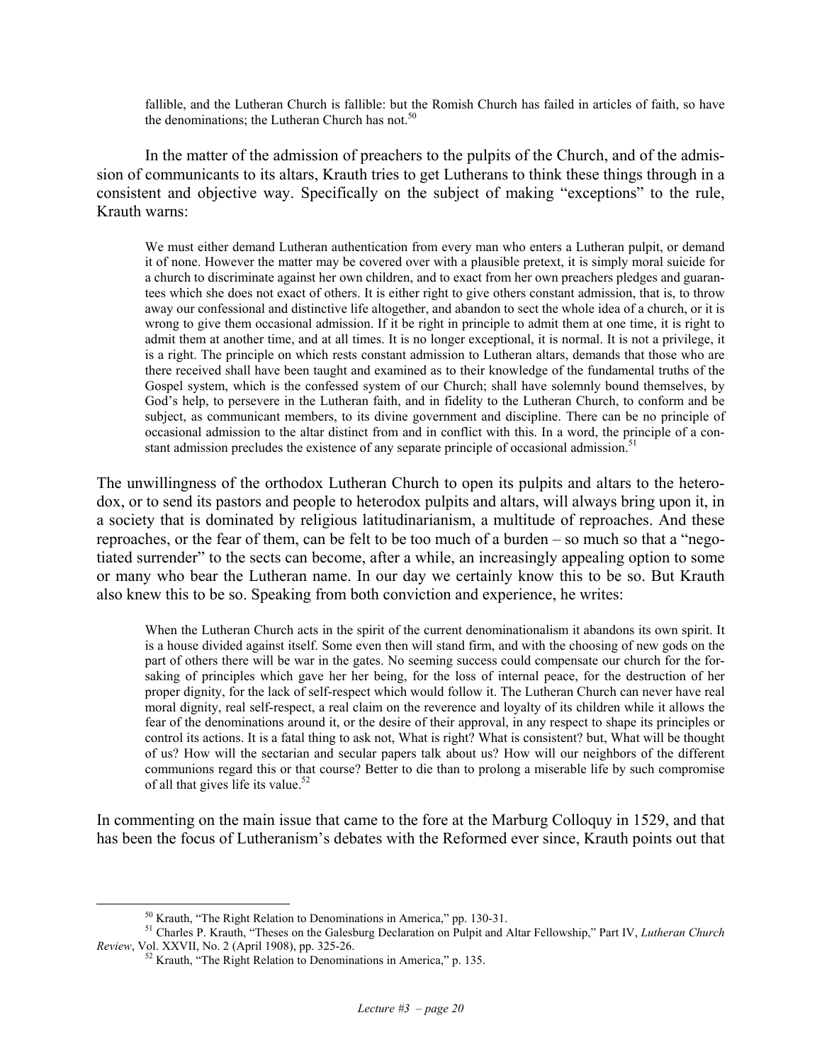> fallible, and the Lutheran Church is fallible: but the Romish Church has failed in articles of faith, so have the denominations; the Lutheran Church has not.[50]

In the matter of the admission of preachers to the pulpits of the Church, and of the admission of communicants to its altars, Krauth tries to get Lutherans to think these things through in a consistent and objective way. Specifically on the subject of making "exceptions" to the rule, Krauth warns:

> We must either demand Lutheran authentication from every man who enters a Lutheran pulpit, or demand it of none. However the matter may be covered over with a plausible pretext, it is simply moral suicide for a church to discriminate against her own children, and to exact from her own preachers pledges and guarantees which she does not exact of others. It is either right to give others constant admission, that is, to throw away our confessional and distinctive life altogether, and abandon to sect the whole idea of a church, or it is wrong to give them occasional admission. If it be right in principle to admit them at one time, it is right to admit them at another time, and at all times. It is no longer exceptional, it is normal. It is not a privilege, it is a right. The principle on which rests constant admission to Lutheran altars, demands that those who are there received shall have been taught and examined as to their knowledge of the fundamental truths of the Gospel system, which is the confessed system of our Church; shall have solemnly bound themselves, by God's help, to persevere in the Lutheran faith, and in fidelity to the Lutheran Church, to conform and be subject, as communicant members, to its divine government and discipline. There can be no principle of occasional admission to the altar distinct from and in conflict with this. In a word, the principle of a constant admission precludes the existence of any separate principle of occasional admission.[51]

The unwillingness of the orthodox Lutheran Church to open its pulpits and altars to the heterodox, or to send its pastors and people to heterodox pulpits and altars, will always bring upon it, in a society that is dominated by religious latitudinarianism, a multitude of reproaches. And these reproaches, or the fear of them, can be felt to be too much of a burden – so much so that a "negotiated surrender" to the sects can become, after a while, an increasingly appealing option to some or many who bear the Lutheran name. In our day we certainly know this to be so. But Krauth also knew this to be so. Speaking from both conviction and experience, he writes:

> When the Lutheran Church acts in the spirit of the current denominationalism it abandons its own spirit. It is a house divided against itself. Some even then will stand firm, and with the choosing of new gods on the part of others there will be war in the gates. No seeming success could compensate our church for the forsaking of principles which gave her her being, for the loss of internal peace, for the destruction of her proper dignity, for the lack of self-respect which would follow it. The Lutheran Church can never have real moral dignity, real self-respect, a real claim on the reverence and loyalty of its children while it allows the fear of the denominations around it, or the desire of their approval, in any respect to shape its principles or control its actions. It is a fatal thing to ask not, What is right? What is consistent? but, What will be thought of us? How will the sectarian and secular papers talk about us? How will our neighbors of the different communions regard this or that course? Better to die than to prolong a miserable life by such compromise of all that gives life its value.[52]

In commenting on the main issue that came to the fore at the Marburg Colloquy in 1529, and that has been the focus of Lutheranism's debates with the Reformed ever since, Krauth points out that

---

[50] Krauth, "The Right Relation to Denominations in America," pp. 130-31.

[51] Charles P. Krauth, "Theses on the Galesburg Declaration on Pulpit and Altar Fellowship," Part IV, *Lutheran Church Review*, Vol. XXVII, No. 2 (April 1908), pp. 325-26.

[52] Krauth, "The Right Relation to Denominations in America," p. 135.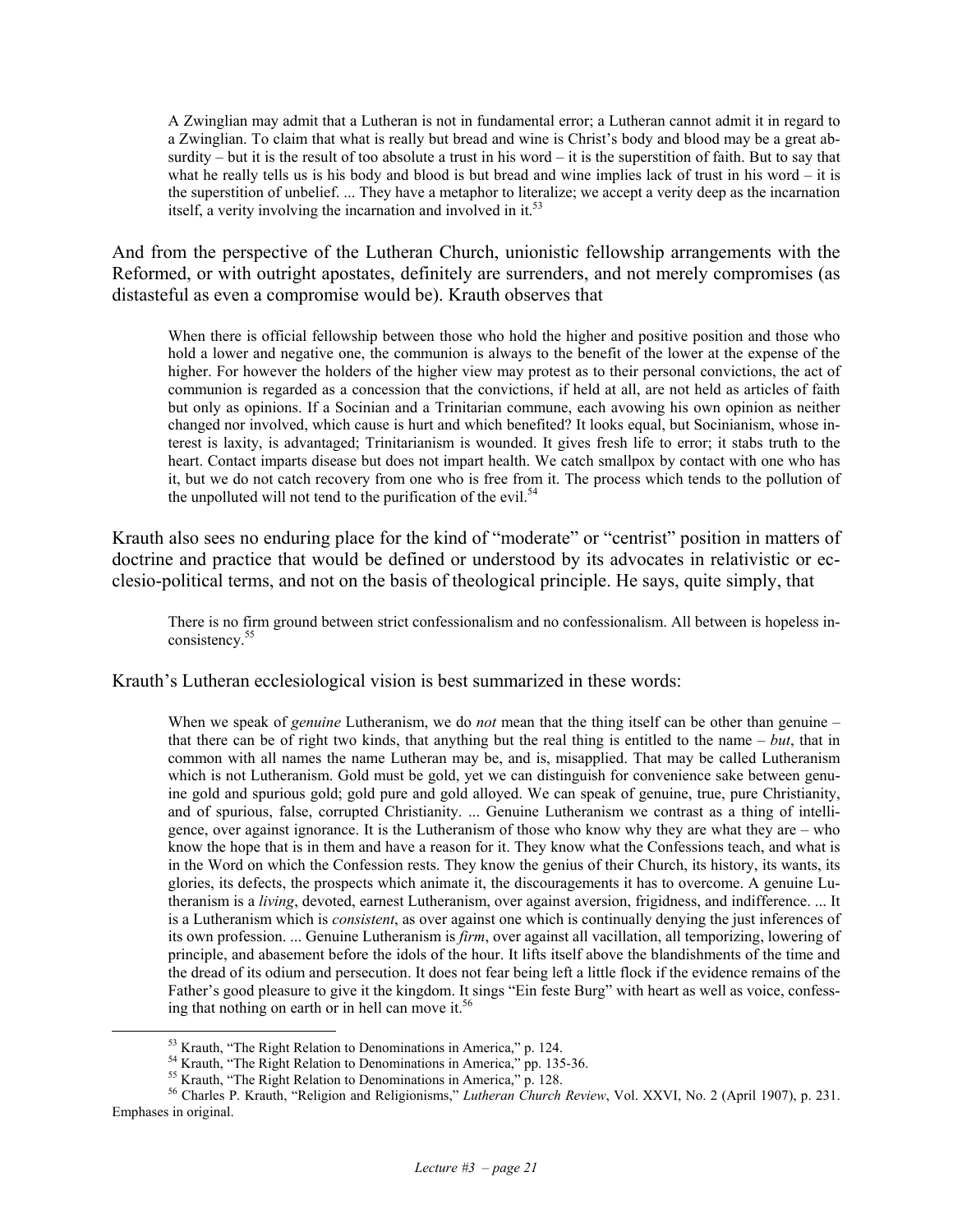> A Zwinglian may admit that a Lutheran is not in fundamental error; a Lutheran cannot admit it in regard to a Zwinglian. To claim that what is really but bread and wine is Christ's body and blood may be a great absurdity – but it is the result of too absolute a trust in his word – it is the superstition of faith. But to say that what he really tells us is his body and blood is but bread and wine implies lack of trust in his word – it is the superstition of unbelief. ... They have a metaphor to literalize; we accept a verity deep as the incarnation itself, a verity involving the incarnation and involved in it.[53]

And from the perspective of the Lutheran Church, unionistic fellowship arrangements with the Reformed, or with outright apostates, definitely are surrenders, and not merely compromises (as distasteful as even a compromise would be). Krauth observes that

> When there is official fellowship between those who hold the higher and positive position and those who hold a lower and negative one, the communion is always to the benefit of the lower at the expense of the higher. For however the holders of the higher view may protest as to their personal convictions, the act of communion is regarded as a concession that the convictions, if held at all, are not held as articles of faith but only as opinions. If a Socinian and a Trinitarian commune, each avowing his own opinion as neither changed nor involved, which cause is hurt and which benefited? It looks equal, but Socinianism, whose interest is laxity, is advantaged; Trinitarianism is wounded. It gives fresh life to error; it stabs truth to the heart. Contact imparts disease but does not impart health. We catch smallpox by contact with one who has it, but we do not catch recovery from one who is free from it. The process which tends to the pollution of the unpolluted will not tend to the purification of the evil.[54]

Krauth also sees no enduring place for the kind of "moderate" or "centrist" position in matters of doctrine and practice that would be defined or understood by its advocates in relativistic or ecclesio-political terms, and not on the basis of theological principle. He says, quite simply, that

> There is no firm ground between strict confessionalism and no confessionalism. All between is hopeless inconsistency.[55]

Krauth's Lutheran ecclesiological vision is best summarized in these words:

> When we speak of *genuine* Lutheranism, we do *not* mean that the thing itself can be other than genuine – that there can be of right two kinds, that anything but the real thing is entitled to the name – *but*, that in common with all names the name Lutheran may be, and is, misapplied. That may be called Lutheranism which is not Lutheranism. Gold must be gold, yet we can distinguish for convenience sake between genuine gold and spurious gold; gold pure and gold alloyed. We can speak of genuine, true, pure Christianity, and of spurious, false, corrupted Christianity. ... Genuine Lutheranism we contrast as a thing of intelligence, over against ignorance. It is the Lutheranism of those who know why they are what they are – who know the hope that is in them and have a reason for it. They know what the Confessions teach, and what is in the Word on which the Confession rests. They know the genius of their Church, its history, its wants, its glories, its defects, the prospects which animate it, the discouragements it has to overcome. A genuine Lutheranism is a *living*, devoted, earnest Lutheranism, over against aversion, frigidness, and indifference. ... It is a Lutheranism which is *consistent*, as over against one which is continually denying the just inferences of its own profession. ... Genuine Lutheranism is *firm*, over against all vacillation, all temporizing, lowering of principle, and abasement before the idols of the hour. It lifts itself above the blandishments of the time and the dread of its odium and persecution. It does not fear being left a little flock if the evidence remains of the Father's good pleasure to give it the kingdom. It sings "Ein feste Burg" with heart as well as voice, confessing that nothing on earth or in hell can move it.[56]

---

[53] Krauth, "The Right Relation to Denominations in America," p. 124.

[54] Krauth, "The Right Relation to Denominations in America," pp. 135-36.

[55] Krauth, "The Right Relation to Denominations in America," p. 128.

[56] Charles P. Krauth, "Religion and Religionisms," *Lutheran Church Review*, Vol. XXVI, No. 2 (April 1907), p. 231. Emphases in original.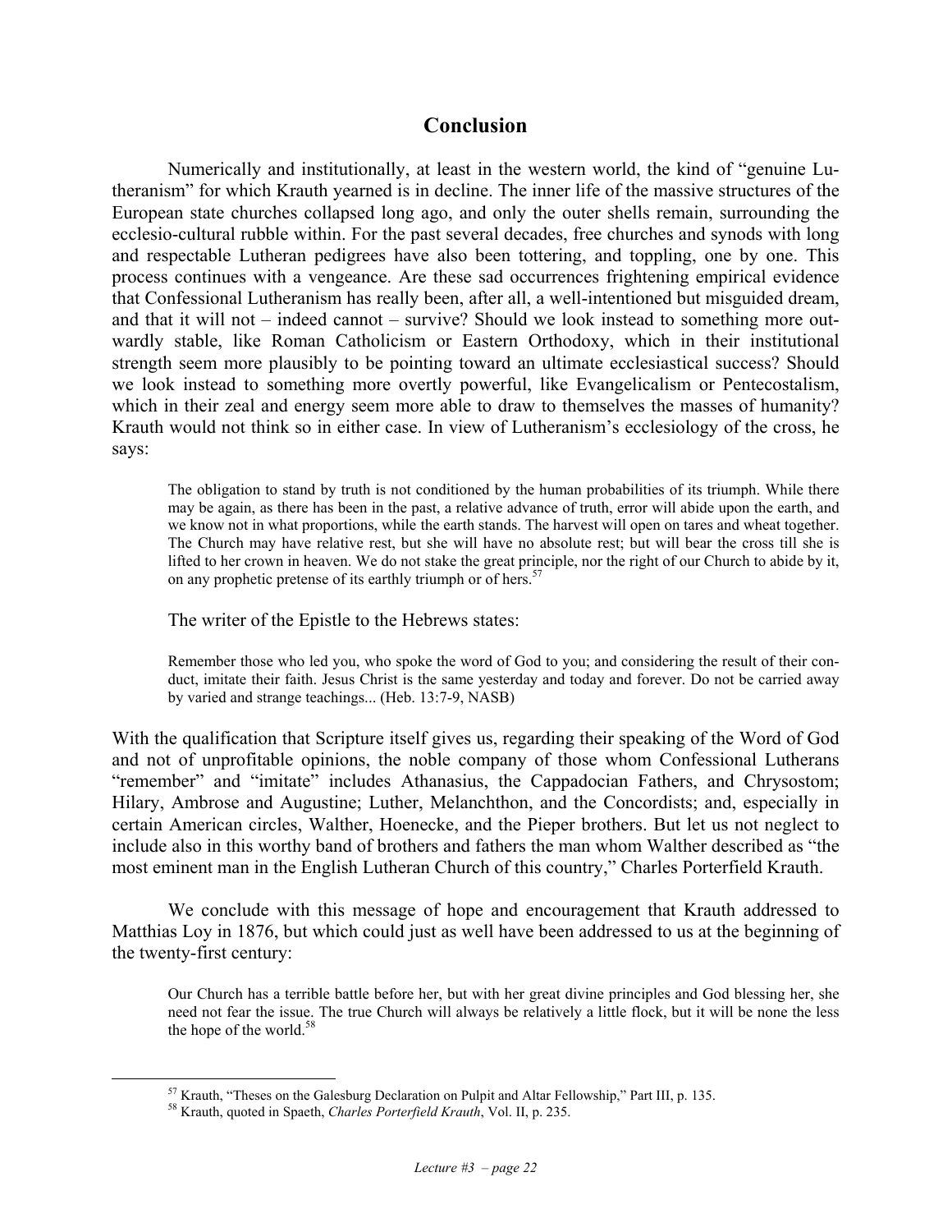## Conclusion

Numerically and institutionally, at least in the western world, the kind of "genuine Lutheranism" for which Krauth yearned is in decline. The inner life of the massive structures of the European state churches collapsed long ago, and only the outer shells remain, surrounding the ecclesio-cultural rubble within. For the past several decades, free churches and synods with long and respectable Lutheran pedigrees have also been tottering, and toppling, one by one. This process continues with a vengeance. Are these sad occurrences frightening empirical evidence that Confessional Lutheranism has really been, after all, a well-intentioned but misguided dream, and that it will not – indeed cannot – survive? Should we look instead to something more outwardly stable, like Roman Catholicism or Eastern Orthodoxy, which in their institutional strength seem more plausibly to be pointing toward an ultimate ecclesiastical success? Should we look instead to something more overtly powerful, like Evangelicalism or Pentecostalism, which in their zeal and energy seem more able to draw to themselves the masses of humanity? Krauth would not think so in either case. In view of Lutheranism's ecclesiology of the cross, he says:

> The obligation to stand by truth is not conditioned by the human probabilities of its triumph. While there may be again, as there has been in the past, a relative advance of truth, error will abide upon the earth, and we know not in what proportions, while the earth stands. The harvest will open on tares and wheat together. The Church may have relative rest, but she will have no absolute rest; but will bear the cross till she is lifted to her crown in heaven. We do not stake the great principle, nor the right of our Church to abide by it, on any prophetic pretense of its earthly triumph or of hers.[57]

The writer of the Epistle to the Hebrews states:

> Remember those who led you, who spoke the word of God to you; and considering the result of their conduct, imitate their faith. Jesus Christ is the same yesterday and today and forever. Do not be carried away by varied and strange teachings... (Heb. 13:7-9, NASB)

With the qualification that Scripture itself gives us, regarding their speaking of the Word of God and not of unprofitable opinions, the noble company of those whom Confessional Lutherans "remember" and "imitate" includes Athanasius, the Cappadocian Fathers, and Chrysostom; Hilary, Ambrose and Augustine; Luther, Melanchthon, and the Concordists; and, especially in certain American circles, Walther, Hoenecke, and the Pieper brothers. But let us not neglect to include also in this worthy band of brothers and fathers the man whom Walther described as "the most eminent man in the English Lutheran Church of this country," Charles Porterfield Krauth.

We conclude with this message of hope and encouragement that Krauth addressed to Matthias Loy in 1876, but which could just as well have been addressed to us at the beginning of the twenty-first century:

> Our Church has a terrible battle before her, but with her great divine principles and God blessing her, she need not fear the issue. The true Church will always be relatively a little flock, but it will be none the less the hope of the world.[58]

---

[57] Krauth, "Theses on the Galesburg Declaration on Pulpit and Altar Fellowship," Part III, p. 135.

[58] Krauth, quoted in Spaeth, *Charles Porterfield Krauth*, Vol. II, p. 235.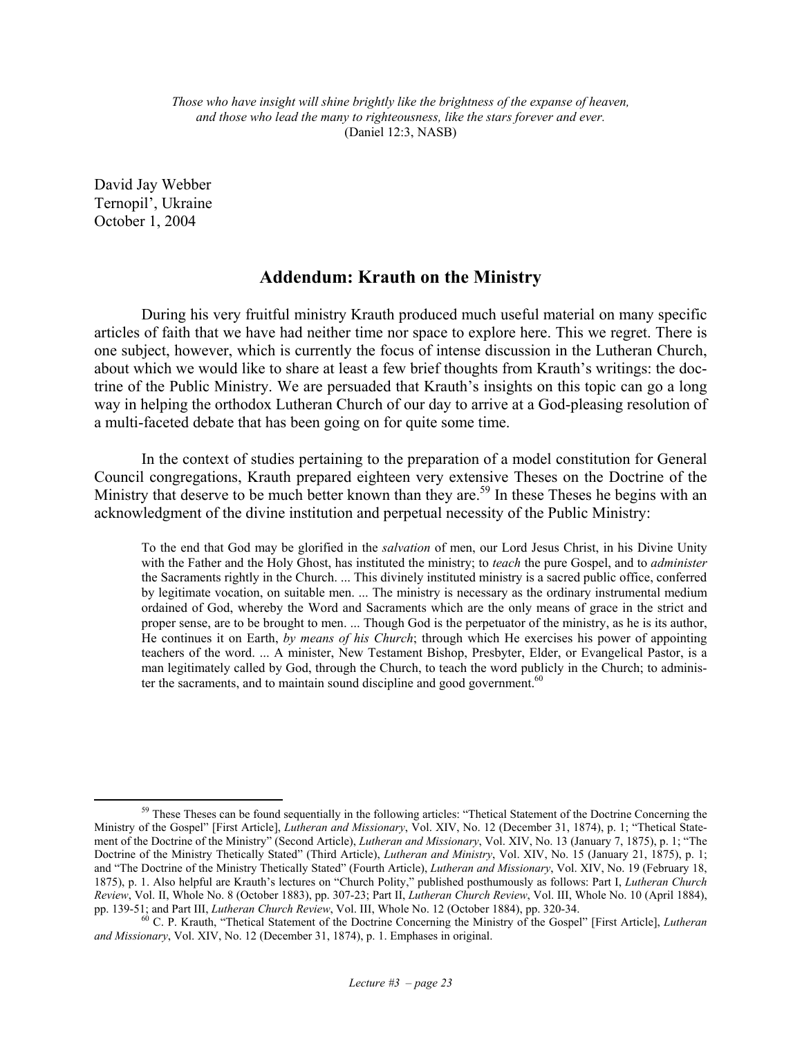*Those who have insight will shine brightly like the brightness of the expanse of heaven,*
*and those who lead the many to righteousness, like the stars forever and ever.*
(Daniel 12:3, NASB)

David Jay Webber
Ternopil', Ukraine
October 1, 2004

## Addendum: Krauth on the Ministry

During his very fruitful ministry Krauth produced much useful material on many specific articles of faith that we have had neither time nor space to explore here. This we regret. There is one subject, however, which is currently the focus of intense discussion in the Lutheran Church, about which we would like to share at least a few brief thoughts from Krauth's writings: the doctrine of the Public Ministry. We are persuaded that Krauth's insights on this topic can go a long way in helping the orthodox Lutheran Church of our day to arrive at a God-pleasing resolution of a multi-faceted debate that has been going on for quite some time.

In the context of studies pertaining to the preparation of a model constitution for General Council congregations, Krauth prepared eighteen very extensive Theses on the Doctrine of the Ministry that deserve to be much better known than they are.[59] In these Theses he begins with an acknowledgment of the divine institution and perpetual necessity of the Public Ministry:

> To the end that God may be glorified in the *salvation* of men, our Lord Jesus Christ, in his Divine Unity with the Father and the Holy Ghost, has instituted the ministry; to *teach* the pure Gospel, and to *administer* the Sacraments rightly in the Church. ... This divinely instituted ministry is a sacred public office, conferred by legitimate vocation, on suitable men. ... The ministry is necessary as the ordinary instrumental medium ordained of God, whereby the Word and Sacraments which are the only means of grace in the strict and proper sense, are to be brought to men. ... Though God is the perpetuator of the ministry, as he is its author, He continues it on Earth, *by means of his Church*; through which He exercises his power of appointing teachers of the word. ... A minister, New Testament Bishop, Presbyter, Elder, or Evangelical Pastor, is a man legitimately called by God, through the Church, to teach the word publicly in the Church; to administer the sacraments, and to maintain sound discipline and good government.[60]

---

[59] These Theses can be found sequentially in the following articles: "Thetical Statement of the Doctrine Concerning the Ministry of the Gospel" [First Article], *Lutheran and Missionary*, Vol. XIV, No. 12 (December 31, 1874), p. 1; "Thetical Statement of the Doctrine of the Ministry" (Second Article), *Lutheran and Missionary*, Vol. XIV, No. 13 (January 7, 1875), p. 1; "The Doctrine of the Ministry Thetically Stated" (Third Article), *Lutheran and Ministry*, Vol. XIV, No. 15 (January 21, 1875), p. 1; and "The Doctrine of the Ministry Thetically Stated" (Fourth Article), *Lutheran and Missionary*, Vol. XIV, No. 19 (February 18, 1875), p. 1. Also helpful are Krauth's lectures on "Church Polity," published posthumously as follows: Part I, *Lutheran Church Review*, Vol. II, Whole No. 8 (October 1883), pp. 307-23; Part II, *Lutheran Church Review*, Vol. III, Whole No. 10 (April 1884), pp. 139-51; and Part III, *Lutheran Church Review*, Vol. III, Whole No. 12 (October 1884), pp. 320-34.

[60] C. P. Krauth, "Thetical Statement of the Doctrine Concerning the Ministry of the Gospel" [First Article], *Lutheran and Missionary*, Vol. XIV, No. 12 (December 31, 1874), p. 1. Emphases in original.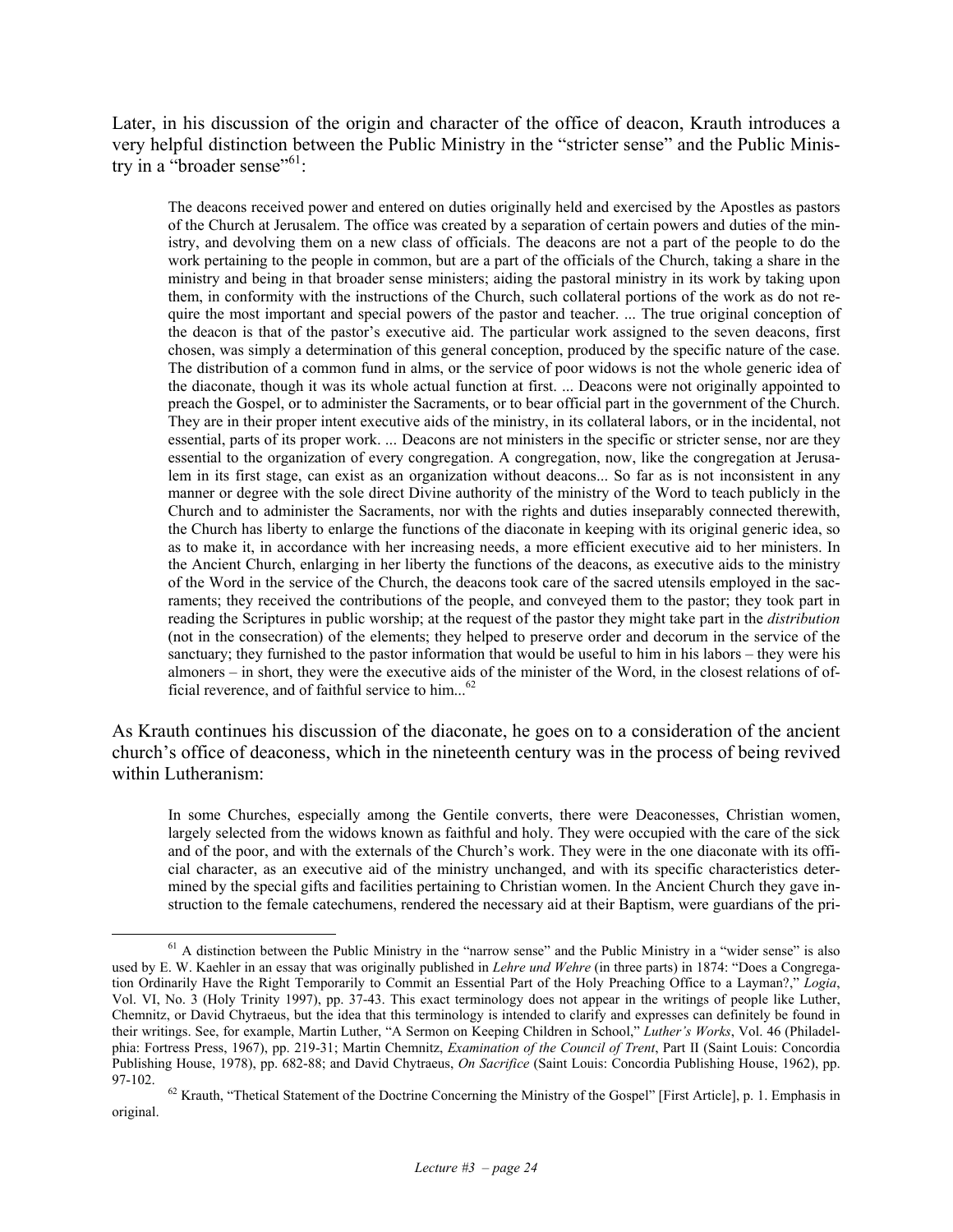Later, in his discussion of the origin and character of the office of deacon, Krauth introduces a very helpful distinction between the Public Ministry in the "stricter sense" and the Public Ministry in a "broader sense"[61]:

> The deacons received power and entered on duties originally held and exercised by the Apostles as pastors of the Church at Jerusalem. The office was created by a separation of certain powers and duties of the ministry, and devolving them on a new class of officials. The deacons are not a part of the people to do the work pertaining to the people in common, but are a part of the officials of the Church, taking a share in the ministry and being in that broader sense ministers; aiding the pastoral ministry in its work by taking upon them, in conformity with the instructions of the Church, such collateral portions of the work as do not require the most important and special powers of the pastor and teacher. ... The true original conception of the deacon is that of the pastor's executive aid. The particular work assigned to the seven deacons, first chosen, was simply a determination of this general conception, produced by the specific nature of the case. The distribution of a common fund in alms, or the service of poor widows is not the whole generic idea of the diaconate, though it was its whole actual function at first. ... Deacons were not originally appointed to preach the Gospel, or to administer the Sacraments, or to bear official part in the government of the Church. They are in their proper intent executive aids of the ministry, in its collateral labors, or in the incidental, not essential, parts of its proper work. ... Deacons are not ministers in the specific or stricter sense, nor are they essential to the organization of every congregation. A congregation, now, like the congregation at Jerusalem in its first stage, can exist as an organization without deacons... So far as is not inconsistent in any manner or degree with the sole direct Divine authority of the ministry of the Word to teach publicly in the Church and to administer the Sacraments, nor with the rights and duties inseparably connected therewith, the Church has liberty to enlarge the functions of the diaconate in keeping with its original generic idea, so as to make it, in accordance with her increasing needs, a more efficient executive aid to her ministers. In the Ancient Church, enlarging in her liberty the functions of the deacons, as executive aids to the ministry of the Word in the service of the Church, the deacons took care of the sacred utensils employed in the sacraments; they received the contributions of the people, and conveyed them to the pastor; they took part in reading the Scriptures in public worship; at the request of the pastor they might take part in the *distribution* (not in the consecration) of the elements; they helped to preserve order and decorum in the service of the sanctuary; they furnished to the pastor information that would be useful to him in his labors – they were his almoners – in short, they were the executive aids of the minister of the Word, in the closest relations of official reverence, and of faithful service to him...[62]

As Krauth continues his discussion of the diaconate, he goes on to a consideration of the ancient church's office of deaconess, which in the nineteenth century was in the process of being revived within Lutheranism:

> In some Churches, especially among the Gentile converts, there were Deaconesses, Christian women, largely selected from the widows known as faithful and holy. They were occupied with the care of the sick and of the poor, and with the externals of the Church's work. They were in the one diaconate with its official character, as an executive aid of the ministry unchanged, and with its specific characteristics determined by the special gifts and facilities pertaining to Christian women. In the Ancient Church they gave instruction to the female catechumens, rendered the necessary aid at their Baptism, were guardians of the pri-

---

[61] A distinction between the Public Ministry in the "narrow sense" and the Public Ministry in a "wider sense" is also used by E. W. Kaehler in an essay that was originally published in *Lehre und Wehre* (in three parts) in 1874: "Does a Congregation Ordinarily Have the Right Temporarily to Commit an Essential Part of the Holy Preaching Office to a Layman?," *Logia*, Vol. VI, No. 3 (Holy Trinity 1997), pp. 37-43. This exact terminology does not appear in the writings of people like Luther, Chemnitz, or David Chytraeus, but the idea that this terminology is intended to clarify and expresses can definitely be found in their writings. See, for example, Martin Luther, "A Sermon on Keeping Children in School," *Luther's Works*, Vol. 46 (Philadelphia: Fortress Press, 1967), pp. 219-31; Martin Chemnitz, *Examination of the Council of Trent*, Part II (Saint Louis: Concordia Publishing House, 1978), pp. 682-88; and David Chytraeus, *On Sacrifice* (Saint Louis: Concordia Publishing House, 1962), pp. 97-102.

[62] Krauth, "Thetical Statement of the Doctrine Concerning the Ministry of the Gospel" [First Article], p. 1. Emphasis in original.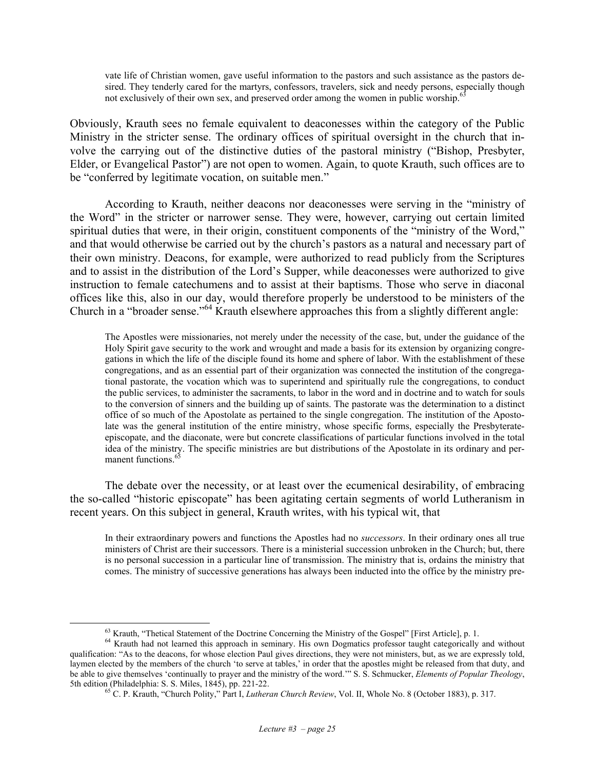> vate life of Christian women, gave useful information to the pastors and such assistance as the pastors desired. They tenderly cared for the martyrs, confessors, travelers, sick and needy persons, especially though not exclusively of their own sex, and preserved order among the women in public worship.[63]

Obviously, Krauth sees no female equivalent to deaconesses within the category of the Public Ministry in the stricter sense. The ordinary offices of spiritual oversight in the church that involve the carrying out of the distinctive duties of the pastoral ministry ("Bishop, Presbyter, Elder, or Evangelical Pastor") are not open to women. Again, to quote Krauth, such offices are to be "conferred by legitimate vocation, on suitable men."

According to Krauth, neither deacons nor deaconesses were serving in the "ministry of the Word" in the stricter or narrower sense. They were, however, carrying out certain limited spiritual duties that were, in their origin, constituent components of the "ministry of the Word," and that would otherwise be carried out by the church's pastors as a natural and necessary part of their own ministry. Deacons, for example, were authorized to read publicly from the Scriptures and to assist in the distribution of the Lord's Supper, while deaconesses were authorized to give instruction to female catechumens and to assist at their baptisms. Those who serve in diaconal offices like this, also in our day, would therefore properly be understood to be ministers of the Church in a "broader sense."[64] Krauth elsewhere approaches this from a slightly different angle:

> The Apostles were missionaries, not merely under the necessity of the case, but, under the guidance of the Holy Spirit gave security to the work and wrought and made a basis for its extension by organizing congregations in which the life of the disciple found its home and sphere of labor. With the establishment of these congregations, and as an essential part of their organization was connected the institution of the congregational pastorate, the vocation which was to superintend and spiritually rule the congregations, to conduct the public services, to administer the sacraments, to labor in the word and in doctrine and to watch for souls to the conversion of sinners and the building up of saints. The pastorate was the determination to a distinct office of so much of the Apostolate as pertained to the single congregation. The institution of the Apostolate was the general institution of the entire ministry, whose specific forms, especially the Presbyterate-episcopate, and the diaconate, were but concrete classifications of particular functions involved in the total idea of the ministry. The specific ministries are but distributions of the Apostolate in its ordinary and permanent functions.[65]

The debate over the necessity, or at least over the ecumenical desirability, of embracing the so-called "historic episcopate" has been agitating certain segments of world Lutheranism in recent years. On this subject in general, Krauth writes, with his typical wit, that

> In their extraordinary powers and functions the Apostles had no *successors*. In their ordinary ones all true ministers of Christ are their successors. There is a ministerial succession unbroken in the Church; but, there is no personal succession in a particular line of transmission. The ministry that is, ordains the ministry that comes. The ministry of successive generations has always been inducted into the office by the ministry pre-

---

[63] Krauth, "Thetical Statement of the Doctrine Concerning the Ministry of the Gospel" [First Article], p. 1.

[64] Krauth had not learned this approach in seminary. His own Dogmatics professor taught categorically and without qualification: "As to the deacons, for whose election Paul gives directions, they were not ministers, but, as we are expressly told, laymen elected by the members of the church 'to serve at tables,' in order that the apostles might be released from that duty, and be able to give themselves 'continually to prayer and the ministry of the word.'" S. S. Schmucker, *Elements of Popular Theology*, 5th edition (Philadelphia: S. S. Miles, 1845), pp. 221-22.

[65] C. P. Krauth, "Church Polity," Part I, *Lutheran Church Review*, Vol. II, Whole No. 8 (October 1883), p. 317.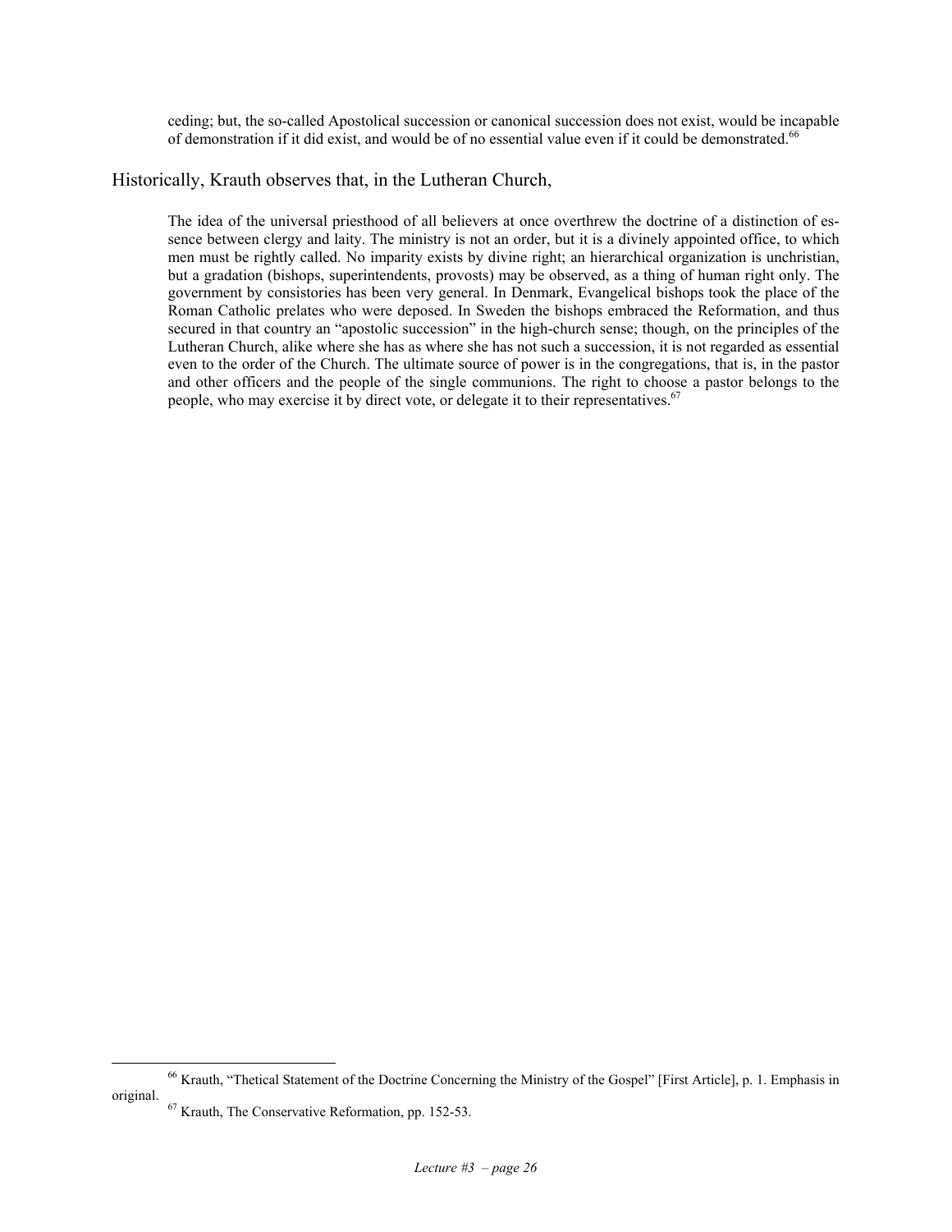ceding; but, the so-called Apostolical succession or canonical succession does not exist, would be incapable of demonstration if it did exist, and would be of no essential value even if it could be demonstrated.[66]

Historically, Krauth observes that, in the Lutheran Church,

> The idea of the universal priesthood of all believers at once overthrew the doctrine of a distinction of essence between clergy and laity. The ministry is not an order, but it is a divinely appointed office, to which men must be rightly called. No imparity exists by divine right; an hierarchical organization is unchristian, but a gradation (bishops, superintendents, provosts) may be observed, as a thing of human right only. The government by consistories has been very general. In Denmark, Evangelical bishops took the place of the Roman Catholic prelates who were deposed. In Sweden the bishops embraced the Reformation, and thus secured in that country an "apostolic succession" in the high-church sense; though, on the principles of the Lutheran Church, alike where she has as where she has not such a succession, it is not regarded as essential even to the order of the Church. The ultimate source of power is in the congregations, that is, in the pastor and other officers and the people of the single communions. The right to choose a pastor belongs to the people, who may exercise it by direct vote, or delegate it to their representatives.[67]

---

[66] Krauth, "Thetical Statement of the Doctrine Concerning the Ministry of the Gospel" [First Article], p. 1. Emphasis in original.

[67] Krauth, The Conservative Reformation, pp. 152-53.